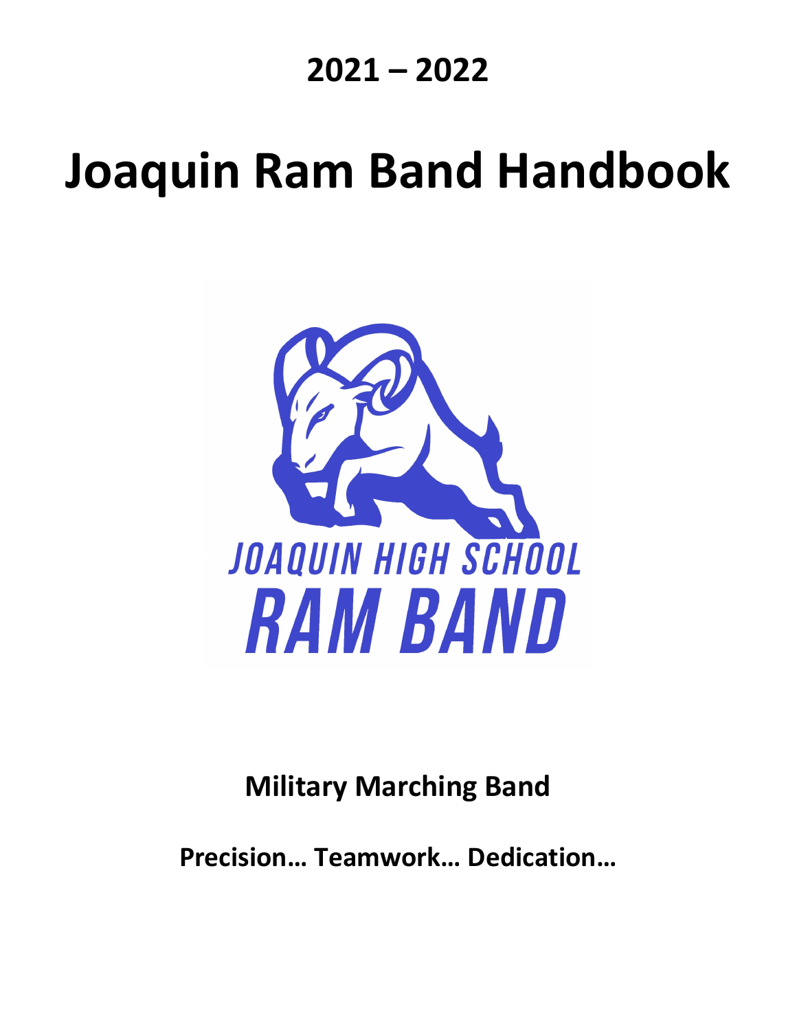# 2021 – 2022

# Joaquin Ram Band Handbook

JOAQUIN HIGH SCHOOL
RAM BAND

**Military Marching Band**

**Precision… Teamwork… Dedication…**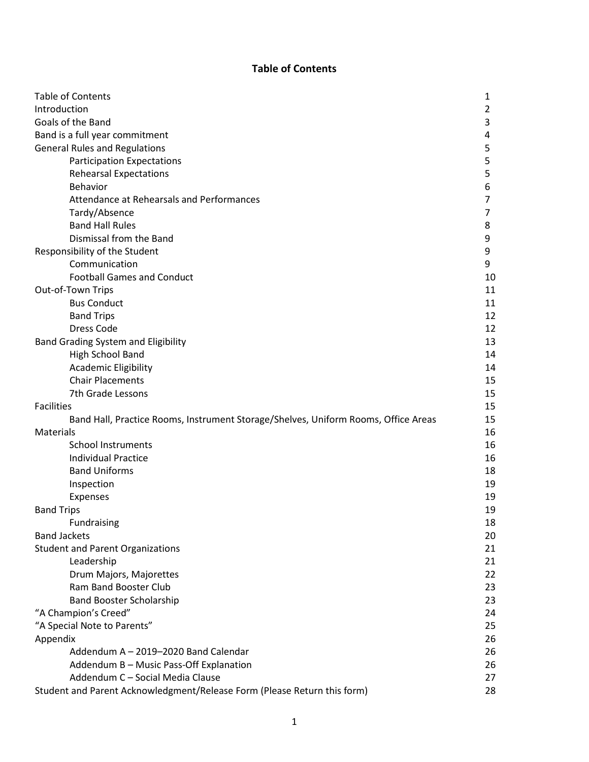# Table of Contents

| | |
|---|---|
| Table of Contents | 1 |
| Introduction | 2 |
| Goals of the Band | 3 |
| Band is a full year commitment | 4 |
| General Rules and Regulations | 5 |
| Participation Expectations | 5 |
| Rehearsal Expectations | 5 |
| Behavior | 6 |
| Attendance at Rehearsals and Performances | 7 |
| Tardy/Absence | 7 |
| Band Hall Rules | 8 |
| Dismissal from the Band | 9 |
| Responsibility of the Student | 9 |
| Communication | 9 |
| Football Games and Conduct | 10 |
| Out-of-Town Trips | 11 |
| Bus Conduct | 11 |
| Band Trips | 12 |
| Dress Code | 12 |
| Band Grading System and Eligibility | 13 |
| High School Band | 14 |
| Academic Eligibility | 14 |
| Chair Placements | 15 |
| 7th Grade Lessons | 15 |
| Facilities | 15 |
| Band Hall, Practice Rooms, Instrument Storage/Shelves, Uniform Rooms, Office Areas | 15 |
| Materials | 16 |
| School Instruments | 16 |
| Individual Practice | 16 |
| Band Uniforms | 18 |
| Inspection | 19 |
| Expenses | 19 |
| Band Trips | 19 |
| Fundraising | 18 |
| Band Jackets | 20 |
| Student and Parent Organizations | 21 |
| Leadership | 21 |
| Drum Majors, Majorettes | 22 |
| Ram Band Booster Club | 23 |
| Band Booster Scholarship | 23 |
| "A Champion's Creed" | 24 |
| "A Special Note to Parents" | 25 |
| Appendix | 26 |
| Addendum A – 2019–2020 Band Calendar | 26 |
| Addendum B – Music Pass-Off Explanation | 26 |
| Addendum C – Social Media Clause | 27 |
| Student and Parent Acknowledgment/Release Form (Please Return this form) | 28 |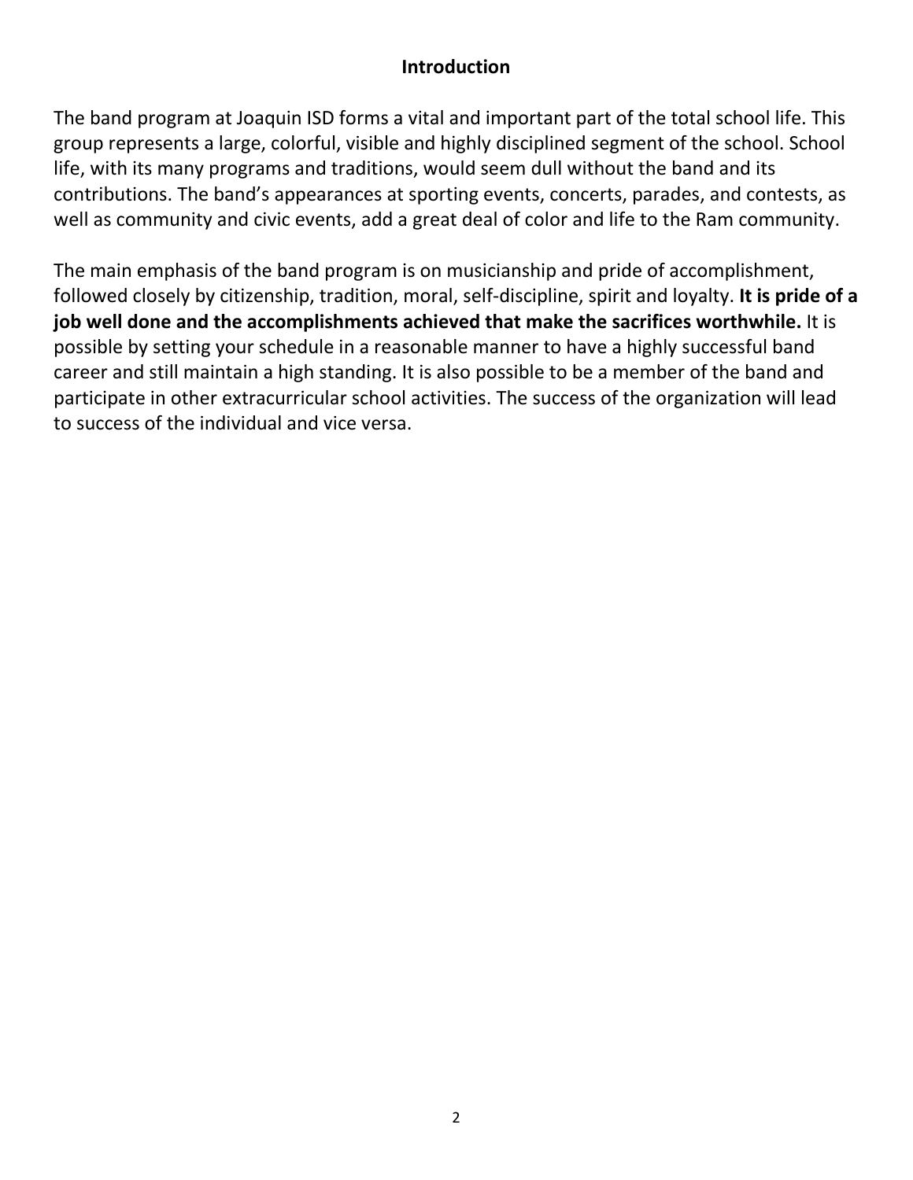## Introduction

The band program at Joaquin ISD forms a vital and important part of the total school life. This group represents a large, colorful, visible and highly disciplined segment of the school. School life, with its many programs and traditions, would seem dull without the band and its contributions. The band's appearances at sporting events, concerts, parades, and contests, as well as community and civic events, add a great deal of color and life to the Ram community.

The main emphasis of the band program is on musicianship and pride of accomplishment, followed closely by citizenship, tradition, moral, self-discipline, spirit and loyalty. **It is pride of a job well done and the accomplishments achieved that make the sacrifices worthwhile.** It is possible by setting your schedule in a reasonable manner to have a highly successful band career and still maintain a high standing. It is also possible to be a member of the band and participate in other extracurricular school activities. The success of the organization will lead to success of the individual and vice versa.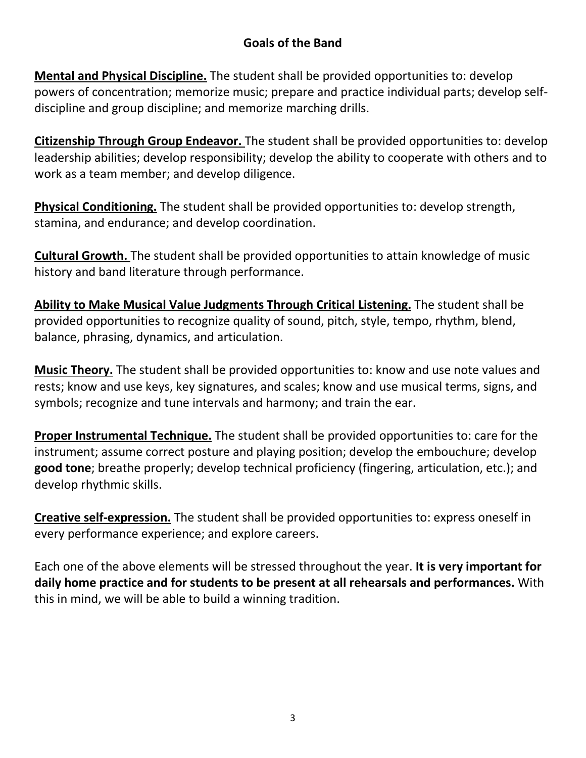## Goals of the Band

**Mental and Physical Discipline.** The student shall be provided opportunities to: develop powers of concentration; memorize music; prepare and practice individual parts; develop self-discipline and group discipline; and memorize marching drills.

**Citizenship Through Group Endeavor.** The student shall be provided opportunities to: develop leadership abilities; develop responsibility; develop the ability to cooperate with others and to work as a team member; and develop diligence.

**Physical Conditioning.** The student shall be provided opportunities to: develop strength, stamina, and endurance; and develop coordination.

**Cultural Growth.** The student shall be provided opportunities to attain knowledge of music history and band literature through performance.

**Ability to Make Musical Value Judgments Through Critical Listening.** The student shall be provided opportunities to recognize quality of sound, pitch, style, tempo, rhythm, blend, balance, phrasing, dynamics, and articulation.

**Music Theory.** The student shall be provided opportunities to: know and use note values and rests; know and use keys, key signatures, and scales; know and use musical terms, signs, and symbols; recognize and tune intervals and harmony; and train the ear.

**Proper Instrumental Technique.** The student shall be provided opportunities to: care for the instrument; assume correct posture and playing position; develop the embouchure; develop **good tone**; breathe properly; develop technical proficiency (fingering, articulation, etc.); and develop rhythmic skills.

**Creative self-expression.** The student shall be provided opportunities to: express oneself in every performance experience; and explore careers.

Each one of the above elements will be stressed throughout the year. **It is very important for daily home practice and for students to be present at all rehearsals and performances.** With this in mind, we will be able to build a winning tradition.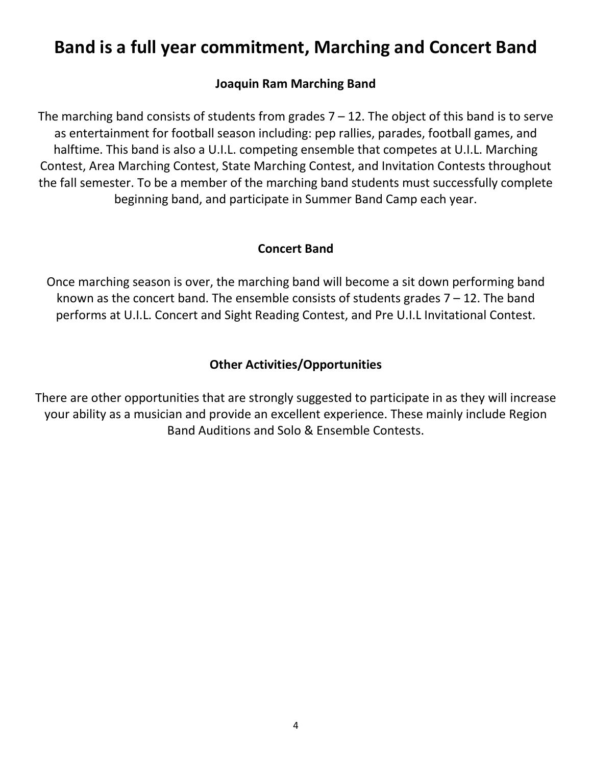# Band is a full year commitment, Marching and Concert Band

### Joaquin Ram Marching Band

The marching band consists of students from grades 7 – 12. The object of this band is to serve as entertainment for football season including: pep rallies, parades, football games, and halftime. This band is also a U.I.L. competing ensemble that competes at U.I.L. Marching Contest, Area Marching Contest, State Marching Contest, and Invitation Contests throughout the fall semester. To be a member of the marching band students must successfully complete beginning band, and participate in Summer Band Camp each year.

### Concert Band

Once marching season is over, the marching band will become a sit down performing band known as the concert band. The ensemble consists of students grades 7 – 12. The band performs at U.I.L. Concert and Sight Reading Contest, and Pre U.I.L Invitational Contest.

### Other Activities/Opportunities

There are other opportunities that are strongly suggested to participate in as they will increase your ability as a musician and provide an excellent experience. These mainly include Region Band Auditions and Solo & Ensemble Contests.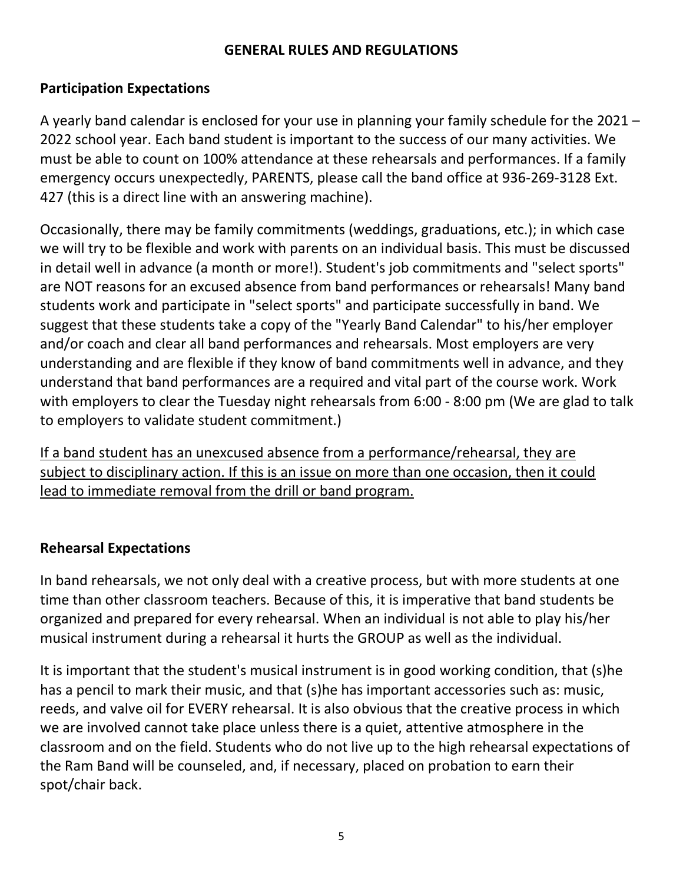## GENERAL RULES AND REGULATIONS

### Participation Expectations

A yearly band calendar is enclosed for your use in planning your family schedule for the 2021 – 2022 school year. Each band student is important to the success of our many activities. We must be able to count on 100% attendance at these rehearsals and performances. If a family emergency occurs unexpectedly, PARENTS, please call the band office at 936-269-3128 Ext. 427 (this is a direct line with an answering machine).

Occasionally, there may be family commitments (weddings, graduations, etc.); in which case we will try to be flexible and work with parents on an individual basis. This must be discussed in detail well in advance (a month or more!). Student's job commitments and "select sports" are NOT reasons for an excused absence from band performances or rehearsals! Many band students work and participate in "select sports" and participate successfully in band. We suggest that these students take a copy of the "Yearly Band Calendar" to his/her employer and/or coach and clear all band performances and rehearsals. Most employers are very understanding and are flexible if they know of band commitments well in advance, and they understand that band performances are a required and vital part of the course work. Work with employers to clear the Tuesday night rehearsals from 6:00 - 8:00 pm (We are glad to talk to employers to validate student commitment.)

<u>If a band student has an unexcused absence from a performance/rehearsal, they are subject to disciplinary action. If this is an issue on more than one occasion, then it could lead to immediate removal from the drill or band program.</u>

### Rehearsal Expectations

In band rehearsals, we not only deal with a creative process, but with more students at one time than other classroom teachers. Because of this, it is imperative that band students be organized and prepared for every rehearsal. When an individual is not able to play his/her musical instrument during a rehearsal it hurts the GROUP as well as the individual.

It is important that the student's musical instrument is in good working condition, that (s)he has a pencil to mark their music, and that (s)he has important accessories such as: music, reeds, and valve oil for EVERY rehearsal. It is also obvious that the creative process in which we are involved cannot take place unless there is a quiet, attentive atmosphere in the classroom and on the field. Students who do not live up to the high rehearsal expectations of the Ram Band will be counseled, and, if necessary, placed on probation to earn their spot/chair back.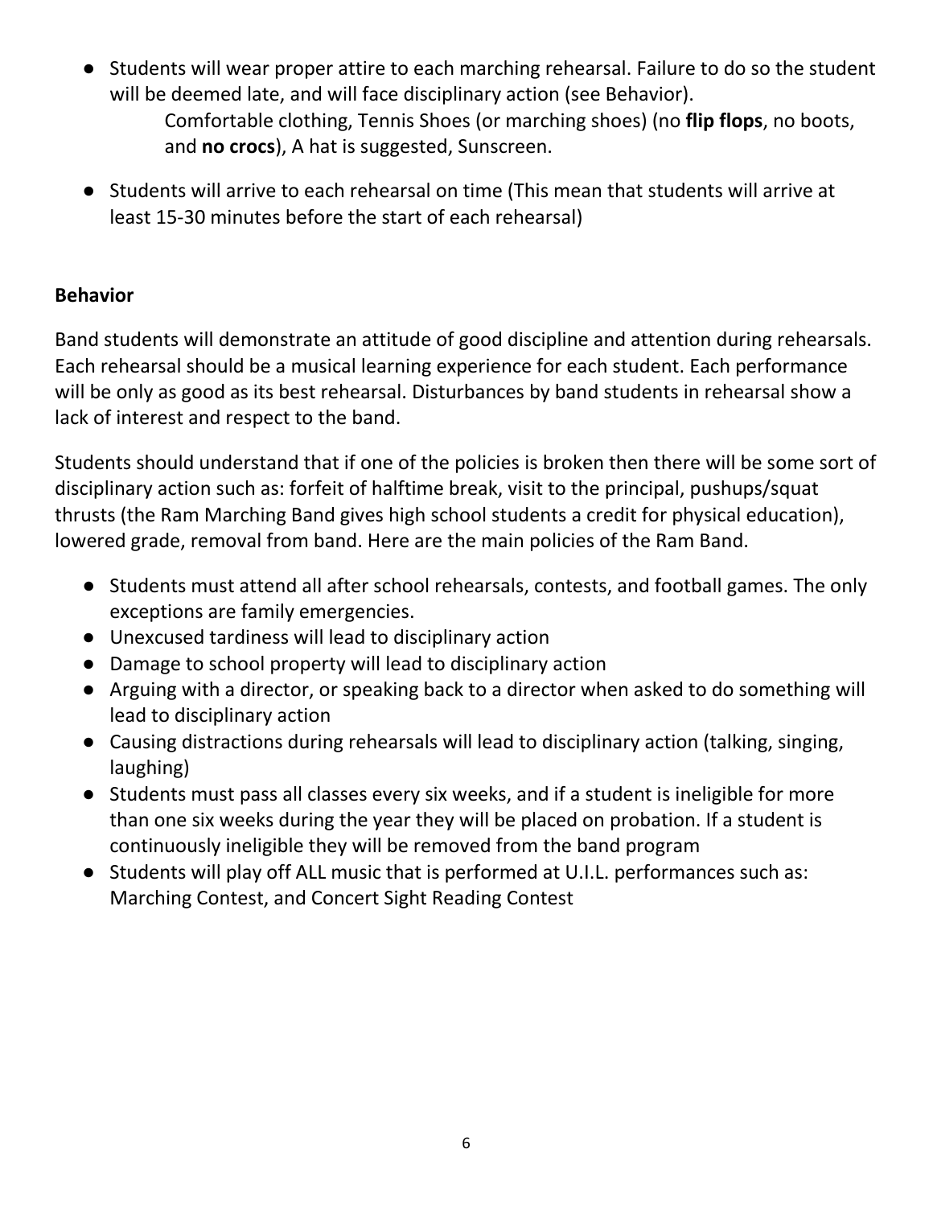- Students will wear proper attire to each marching rehearsal. Failure to do so the student will be deemed late, and will face disciplinary action (see Behavior).
  
  Comfortable clothing, Tennis Shoes (or marching shoes) (no **flip flops**, no boots, and **no crocs**), A hat is suggested, Sunscreen.

- Students will arrive to each rehearsal on time (This mean that students will arrive at least 15-30 minutes before the start of each rehearsal)

### Behavior

Band students will demonstrate an attitude of good discipline and attention during rehearsals. Each rehearsal should be a musical learning experience for each student. Each performance will be only as good as its best rehearsal. Disturbances by band students in rehearsal show a lack of interest and respect to the band.

Students should understand that if one of the policies is broken then there will be some sort of disciplinary action such as: forfeit of halftime break, visit to the principal, pushups/squat thrusts (the Ram Marching Band gives high school students a credit for physical education), lowered grade, removal from band. Here are the main policies of the Ram Band.

- Students must attend all after school rehearsals, contests, and football games. The only exceptions are family emergencies.
- Unexcused tardiness will lead to disciplinary action
- Damage to school property will lead to disciplinary action
- Arguing with a director, or speaking back to a director when asked to do something will lead to disciplinary action
- Causing distractions during rehearsals will lead to disciplinary action (talking, singing, laughing)
- Students must pass all classes every six weeks, and if a student is ineligible for more than one six weeks during the year they will be placed on probation. If a student is continuously ineligible they will be removed from the band program
- Students will play off ALL music that is performed at U.I.L. performances such as: Marching Contest, and Concert Sight Reading Contest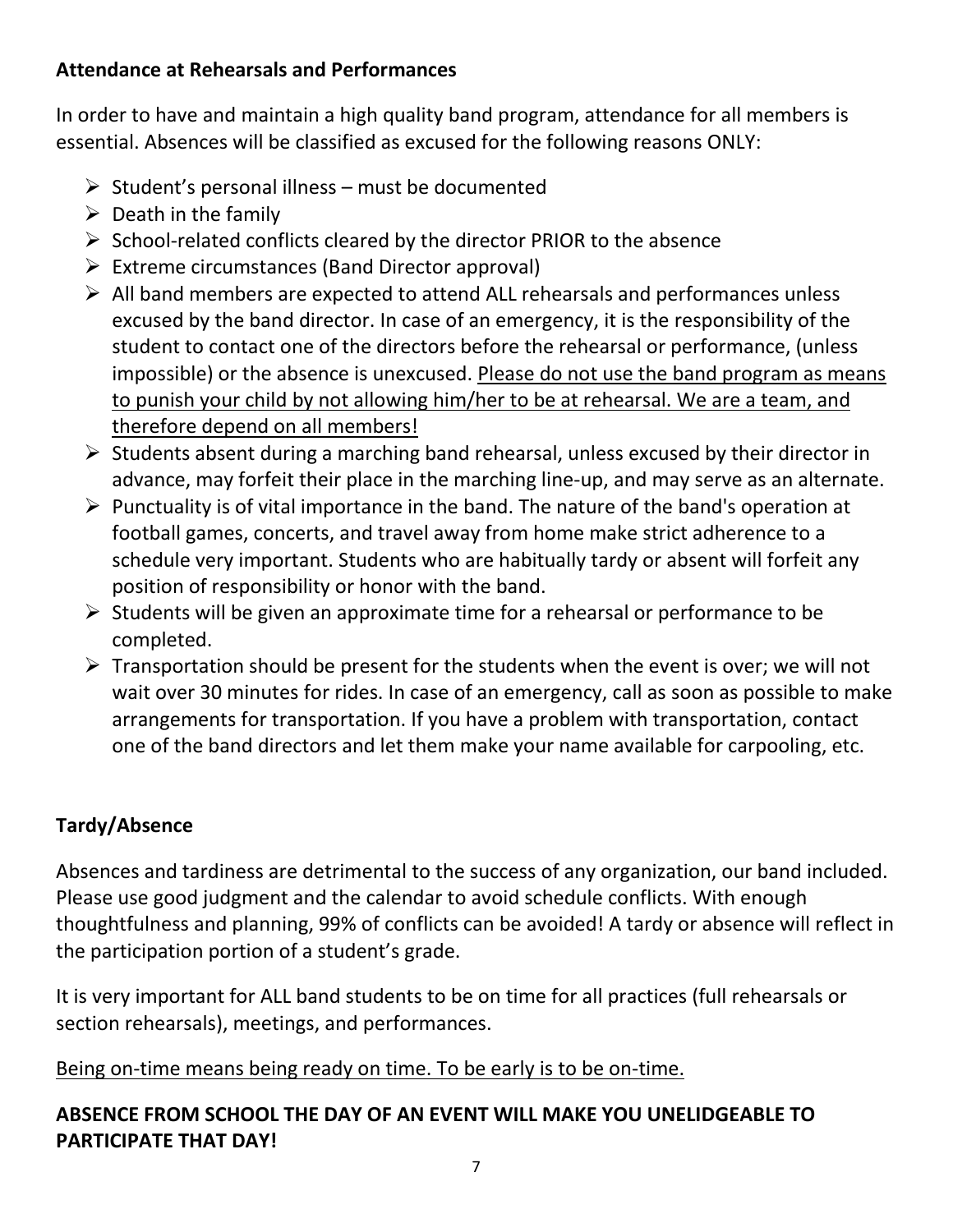**Attendance at Rehearsals and Performances**

In order to have and maintain a high quality band program, attendance for all members is essential. Absences will be classified as excused for the following reasons ONLY:

- Student's personal illness – must be documented
- Death in the family
- School-related conflicts cleared by the director PRIOR to the absence
- Extreme circumstances (Band Director approval)
- All band members are expected to attend ALL rehearsals and performances unless excused by the band director. In case of an emergency, it is the responsibility of the student to contact one of the directors before the rehearsal or performance, (unless impossible) or the absence is unexcused. <u>Please do not use the band program as means to punish your child by not allowing him/her to be at rehearsal. We are a team, and therefore depend on all members!</u>
- Students absent during a marching band rehearsal, unless excused by their director in advance, may forfeit their place in the marching line-up, and may serve as an alternate.
- Punctuality is of vital importance in the band. The nature of the band's operation at football games, concerts, and travel away from home make strict adherence to a schedule very important. Students who are habitually tardy or absent will forfeit any position of responsibility or honor with the band.
- Students will be given an approximate time for a rehearsal or performance to be completed.
- Transportation should be present for the students when the event is over; we will not wait over 30 minutes for rides. In case of an emergency, call as soon as possible to make arrangements for transportation. If you have a problem with transportation, contact one of the band directors and let them make your name available for carpooling, etc.

**Tardy/Absence**

Absences and tardiness are detrimental to the success of any organization, our band included. Please use good judgment and the calendar to avoid schedule conflicts. With enough thoughtfulness and planning, 99% of conflicts can be avoided! A tardy or absence will reflect in the participation portion of a student's grade.

It is very important for ALL band students to be on time for all practices (full rehearsals or section rehearsals), meetings, and performances.

<u>Being on-time means being ready on time. To be early is to be on-time.</u>

**ABSENCE FROM SCHOOL THE DAY OF AN EVENT WILL MAKE YOU UNELIDGEABLE TO PARTICIPATE THAT DAY!**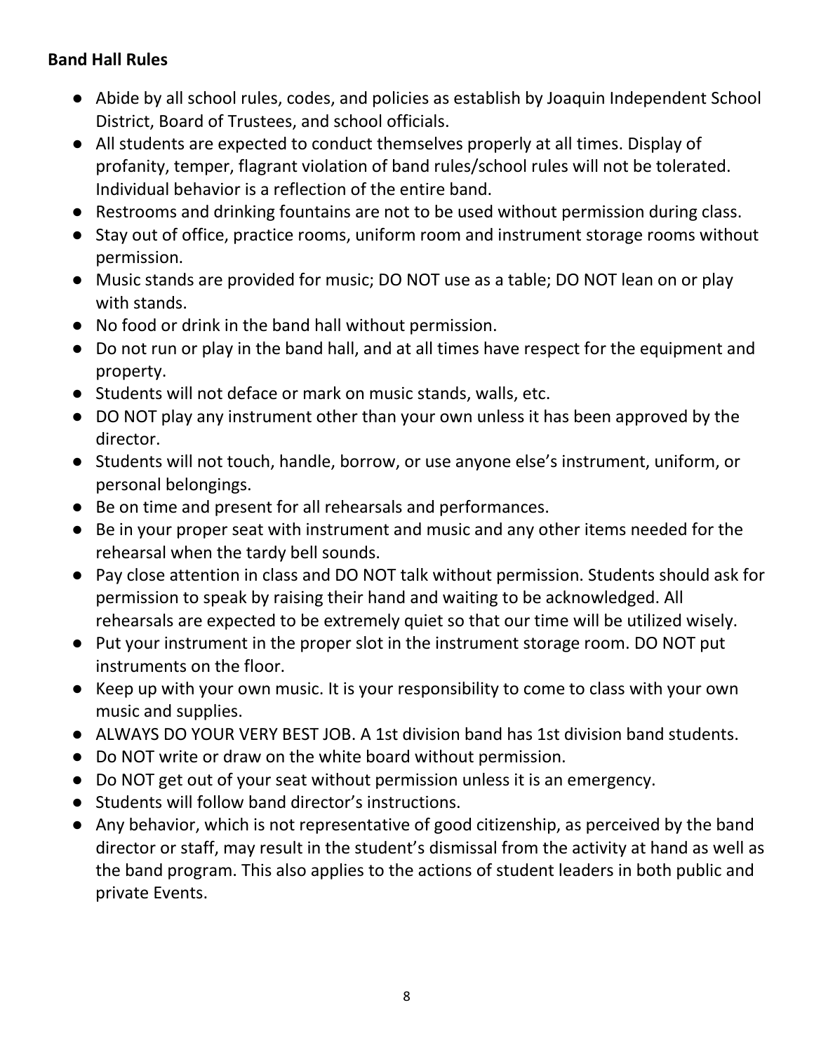**Band Hall Rules**

- Abide by all school rules, codes, and policies as establish by Joaquin Independent School District, Board of Trustees, and school officials.
- All students are expected to conduct themselves properly at all times. Display of profanity, temper, flagrant violation of band rules/school rules will not be tolerated. Individual behavior is a reflection of the entire band.
- Restrooms and drinking fountains are not to be used without permission during class.
- Stay out of office, practice rooms, uniform room and instrument storage rooms without permission.
- Music stands are provided for music; DO NOT use as a table; DO NOT lean on or play with stands.
- No food or drink in the band hall without permission.
- Do not run or play in the band hall, and at all times have respect for the equipment and property.
- Students will not deface or mark on music stands, walls, etc.
- DO NOT play any instrument other than your own unless it has been approved by the director.
- Students will not touch, handle, borrow, or use anyone else's instrument, uniform, or personal belongings.
- Be on time and present for all rehearsals and performances.
- Be in your proper seat with instrument and music and any other items needed for the rehearsal when the tardy bell sounds.
- Pay close attention in class and DO NOT talk without permission. Students should ask for permission to speak by raising their hand and waiting to be acknowledged. All rehearsals are expected to be extremely quiet so that our time will be utilized wisely.
- Put your instrument in the proper slot in the instrument storage room. DO NOT put instruments on the floor.
- Keep up with your own music. It is your responsibility to come to class with your own music and supplies.
- ALWAYS DO YOUR VERY BEST JOB. A 1st division band has 1st division band students.
- Do NOT write or draw on the white board without permission.
- Do NOT get out of your seat without permission unless it is an emergency.
- Students will follow band director's instructions.
- Any behavior, which is not representative of good citizenship, as perceived by the band director or staff, may result in the student's dismissal from the activity at hand as well as the band program. This also applies to the actions of student leaders in both public and private Events.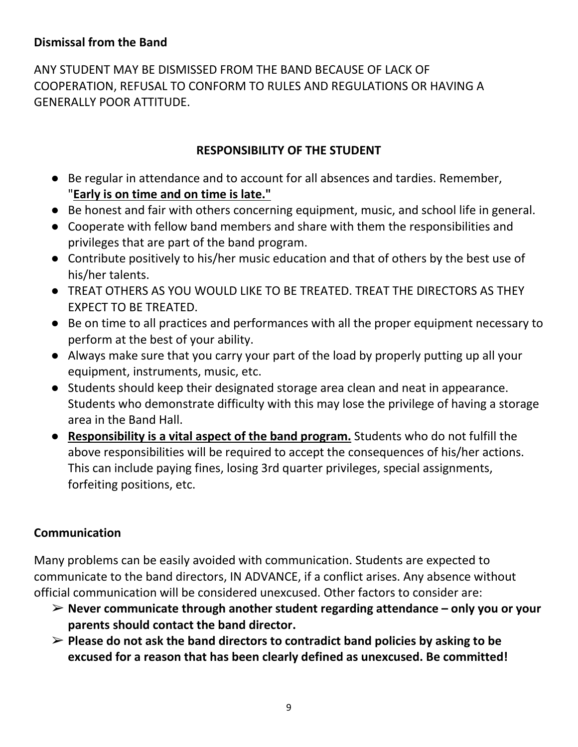### Dismissal from the Band

ANY STUDENT MAY BE DISMISSED FROM THE BAND BECAUSE OF LACK OF COOPERATION, REFUSAL TO CONFORM TO RULES AND REGULATIONS OR HAVING A GENERALLY POOR ATTITUDE.

## RESPONSIBILITY OF THE STUDENT

- Be regular in attendance and to account for all absences and tardies. Remember, "**Early is on time and on time is late."**
- Be honest and fair with others concerning equipment, music, and school life in general.
- Cooperate with fellow band members and share with them the responsibilities and privileges that are part of the band program.
- Contribute positively to his/her music education and that of others by the best use of his/her talents.
- TREAT OTHERS AS YOU WOULD LIKE TO BE TREATED. TREAT THE DIRECTORS AS THEY EXPECT TO BE TREATED.
- Be on time to all practices and performances with all the proper equipment necessary to perform at the best of your ability.
- Always make sure that you carry your part of the load by properly putting up all your equipment, instruments, music, etc.
- Students should keep their designated storage area clean and neat in appearance. Students who demonstrate difficulty with this may lose the privilege of having a storage area in the Band Hall.
- **Responsibility is a vital aspect of the band program.** Students who do not fulfill the above responsibilities will be required to accept the consequences of his/her actions. This can include paying fines, losing 3rd quarter privileges, special assignments, forfeiting positions, etc.

### Communication

Many problems can be easily avoided with communication. Students are expected to communicate to the band directors, IN ADVANCE, if a conflict arises. Any absence without official communication will be considered unexcused. Other factors to consider are:

- **Never communicate through another student regarding attendance – only you or your parents should contact the band director.**
- **Please do not ask the band directors to contradict band policies by asking to be excused for a reason that has been clearly defined as unexcused. Be committed!**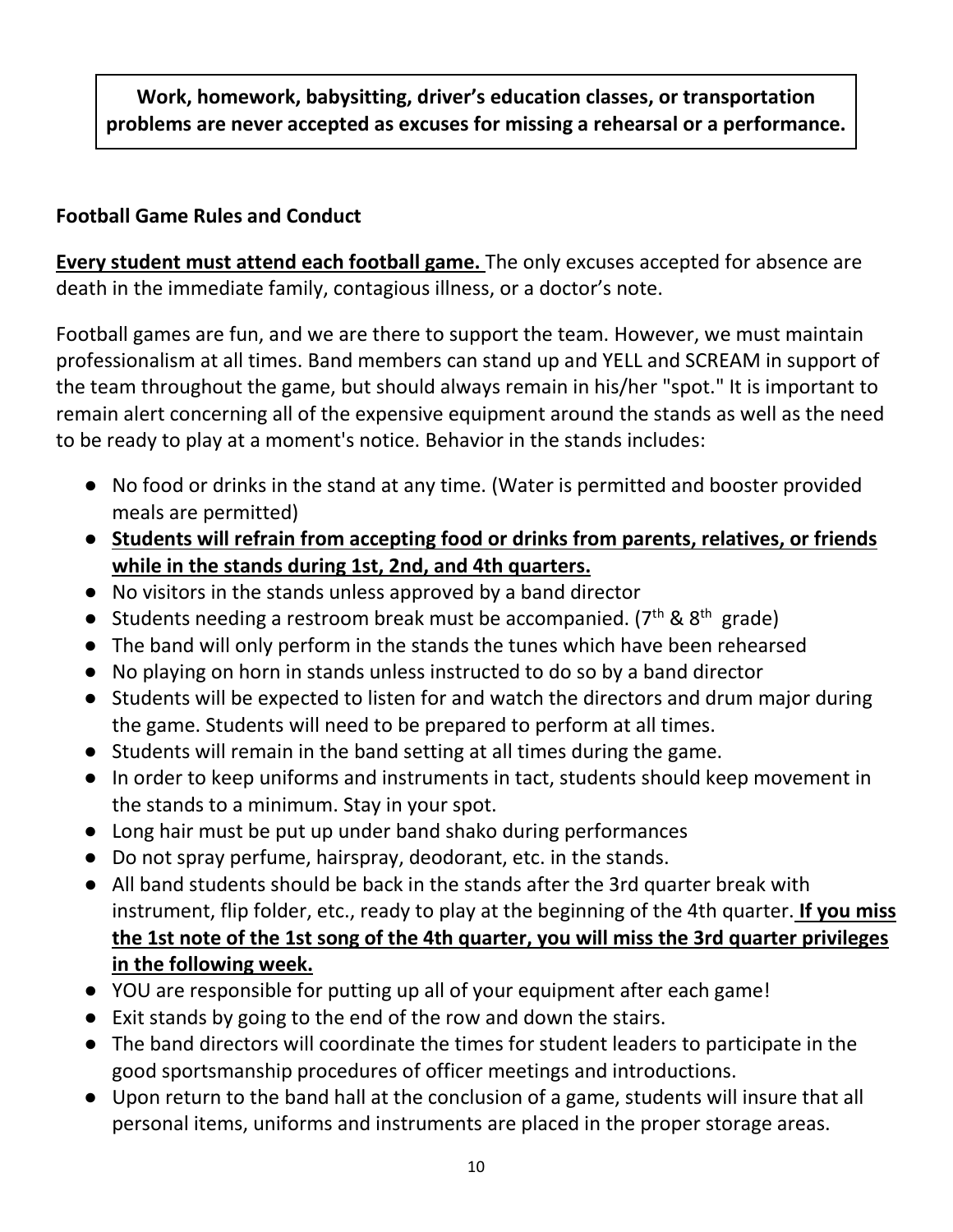**Work, homework, babysitting, driver's education classes, or transportation problems are never accepted as excuses for missing a rehearsal or a performance.**

**Football Game Rules and Conduct**

<u>**Every student must attend each football game.**</u> The only excuses accepted for absence are death in the immediate family, contagious illness, or a doctor's note.

Football games are fun, and we are there to support the team. However, we must maintain professionalism at all times. Band members can stand up and YELL and SCREAM in support of the team throughout the game, but should always remain in his/her "spot." It is important to remain alert concerning all of the expensive equipment around the stands as well as the need to be ready to play at a moment's notice. Behavior in the stands includes:

- No food or drinks in the stand at any time. (Water is permitted and booster provided meals are permitted)
- <u>**Students will refrain from accepting food or drinks from parents, relatives, or friends while in the stands during 1st, 2nd, and 4th quarters.**</u>
- No visitors in the stands unless approved by a band director
- Students needing a restroom break must be accompanied. (7th & 8th grade)
- The band will only perform in the stands the tunes which have been rehearsed
- No playing on horn in stands unless instructed to do so by a band director
- Students will be expected to listen for and watch the directors and drum major during the game. Students will need to be prepared to perform at all times.
- Students will remain in the band setting at all times during the game.
- In order to keep uniforms and instruments in tact, students should keep movement in the stands to a minimum. Stay in your spot.
- Long hair must be put up under band shako during performances
- Do not spray perfume, hairspray, deodorant, etc. in the stands.
- All band students should be back in the stands after the 3rd quarter break with instrument, flip folder, etc., ready to play at the beginning of the 4th quarter. <u>**If you miss the 1st note of the 1st song of the 4th quarter, you will miss the 3rd quarter privileges in the following week.**</u>
- YOU are responsible for putting up all of your equipment after each game!
- Exit stands by going to the end of the row and down the stairs.
- The band directors will coordinate the times for student leaders to participate in the good sportsmanship procedures of officer meetings and introductions.
- Upon return to the band hall at the conclusion of a game, students will insure that all personal items, uniforms and instruments are placed in the proper storage areas.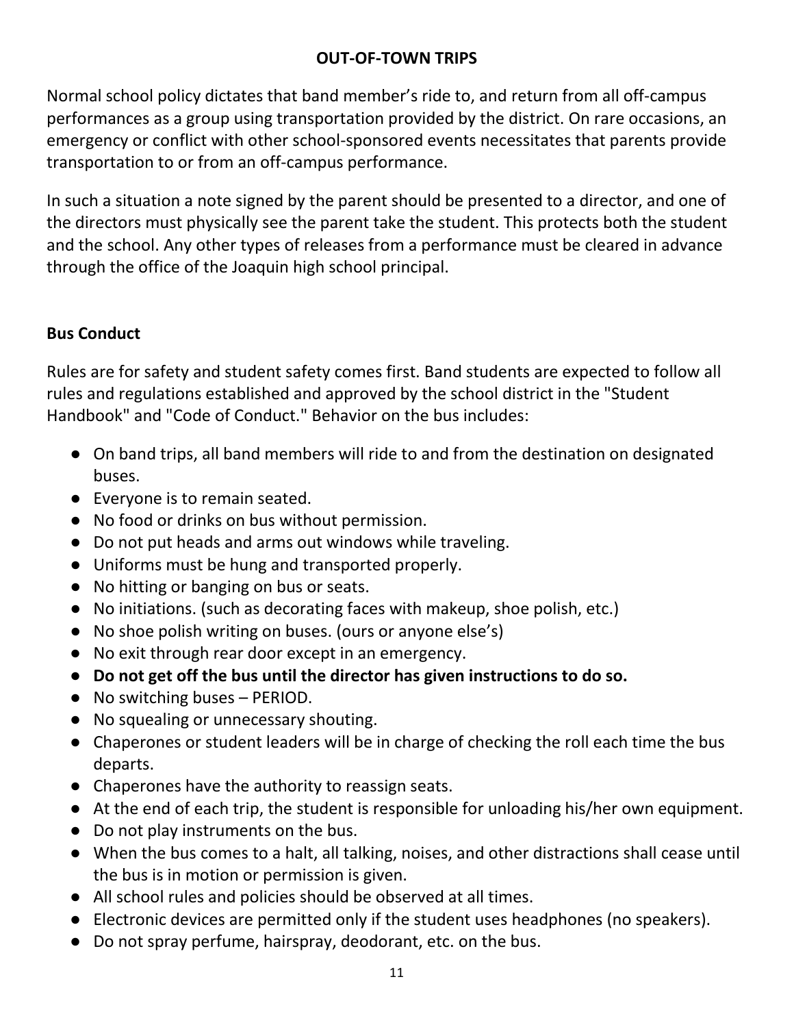## OUT-OF-TOWN TRIPS

Normal school policy dictates that band member's ride to, and return from all off-campus performances as a group using transportation provided by the district. On rare occasions, an emergency or conflict with other school-sponsored events necessitates that parents provide transportation to or from an off-campus performance.

In such a situation a note signed by the parent should be presented to a director, and one of the directors must physically see the parent take the student. This protects both the student and the school. Any other types of releases from a performance must be cleared in advance through the office of the Joaquin high school principal.

### Bus Conduct

Rules are for safety and student safety comes first. Band students are expected to follow all rules and regulations established and approved by the school district in the "Student Handbook" and "Code of Conduct." Behavior on the bus includes:

- On band trips, all band members will ride to and from the destination on designated buses.
- Everyone is to remain seated.
- No food or drinks on bus without permission.
- Do not put heads and arms out windows while traveling.
- Uniforms must be hung and transported properly.
- No hitting or banging on bus or seats.
- No initiations. (such as decorating faces with makeup, shoe polish, etc.)
- No shoe polish writing on buses. (ours or anyone else's)
- No exit through rear door except in an emergency.
- **Do not get off the bus until the director has given instructions to do so.**
- No switching buses – PERIOD.
- No squealing or unnecessary shouting.
- Chaperones or student leaders will be in charge of checking the roll each time the bus departs.
- Chaperones have the authority to reassign seats.
- At the end of each trip, the student is responsible for unloading his/her own equipment.
- Do not play instruments on the bus.
- When the bus comes to a halt, all talking, noises, and other distractions shall cease until the bus is in motion or permission is given.
- All school rules and policies should be observed at all times.
- Electronic devices are permitted only if the student uses headphones (no speakers).
- Do not spray perfume, hairspray, deodorant, etc. on the bus.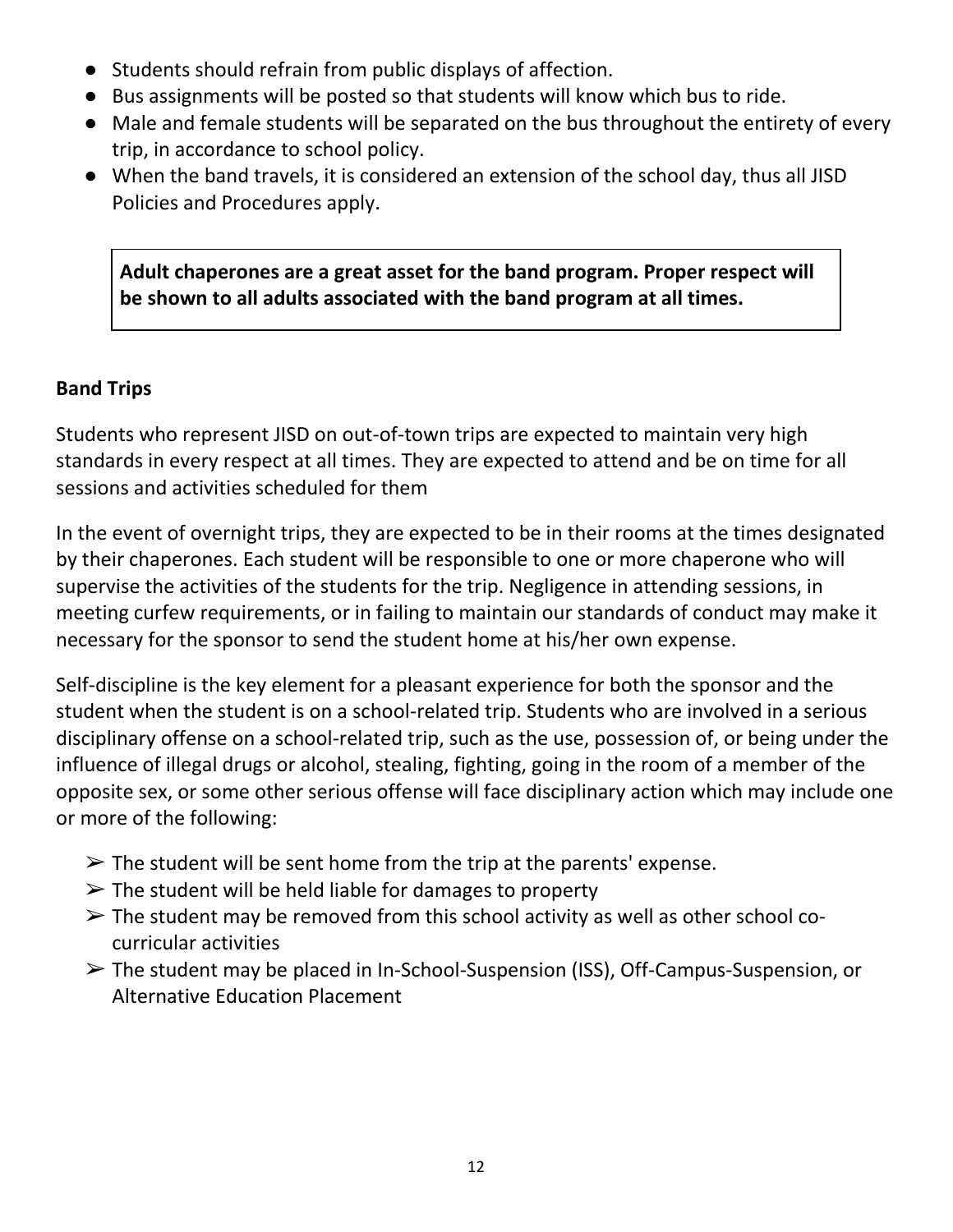- Students should refrain from public displays of affection.
- Bus assignments will be posted so that students will know which bus to ride.
- Male and female students will be separated on the bus throughout the entirety of every trip, in accordance to school policy.
- When the band travels, it is considered an extension of the school day, thus all JISD Policies and Procedures apply.

**Adult chaperones are a great asset for the band program. Proper respect will be shown to all adults associated with the band program at all times.**

**Band Trips**

Students who represent JISD on out-of-town trips are expected to maintain very high standards in every respect at all times. They are expected to attend and be on time for all sessions and activities scheduled for them

In the event of overnight trips, they are expected to be in their rooms at the times designated by their chaperones. Each student will be responsible to one or more chaperone who will supervise the activities of the students for the trip. Negligence in attending sessions, in meeting curfew requirements, or in failing to maintain our standards of conduct may make it necessary for the sponsor to send the student home at his/her own expense.

Self-discipline is the key element for a pleasant experience for both the sponsor and the student when the student is on a school-related trip. Students who are involved in a serious disciplinary offense on a school-related trip, such as the use, possession of, or being under the influence of illegal drugs or alcohol, stealing, fighting, going in the room of a member of the opposite sex, or some other serious offense will face disciplinary action which may include one or more of the following:

- ➢ The student will be sent home from the trip at the parents' expense.
- ➢ The student will be held liable for damages to property
- ➢ The student may be removed from this school activity as well as other school co-curricular activities
- ➢ The student may be placed in In-School-Suspension (ISS), Off-Campus-Suspension, or Alternative Education Placement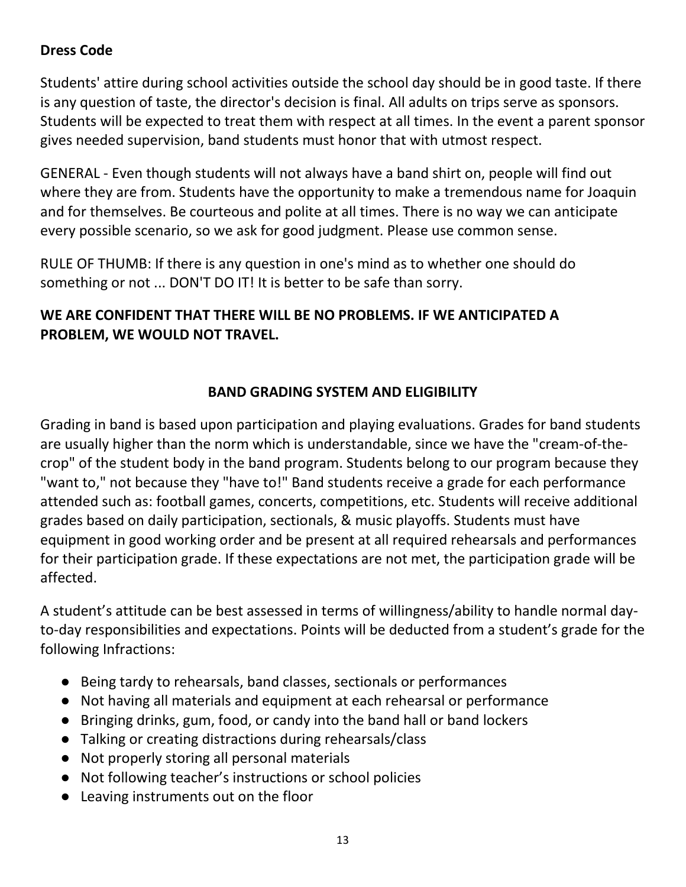### Dress Code

Students' attire during school activities outside the school day should be in good taste. If there is any question of taste, the director's decision is final. All adults on trips serve as sponsors. Students will be expected to treat them with respect at all times. In the event a parent sponsor gives needed supervision, band students must honor that with utmost respect.

GENERAL - Even though students will not always have a band shirt on, people will find out where they are from. Students have the opportunity to make a tremendous name for Joaquin and for themselves. Be courteous and polite at all times. There is no way we can anticipate every possible scenario, so we ask for good judgment. Please use common sense.

RULE OF THUMB: If there is any question in one's mind as to whether one should do something or not ... DON'T DO IT! It is better to be safe than sorry.

**WE ARE CONFIDENT THAT THERE WILL BE NO PROBLEMS. IF WE ANTICIPATED A PROBLEM, WE WOULD NOT TRAVEL.**

## BAND GRADING SYSTEM AND ELIGIBILITY

Grading in band is based upon participation and playing evaluations. Grades for band students are usually higher than the norm which is understandable, since we have the "cream-of-the-crop" of the student body in the band program. Students belong to our program because they "want to," not because they "have to!" Band students receive a grade for each performance attended such as: football games, concerts, competitions, etc. Students will receive additional grades based on daily participation, sectionals, & music playoffs. Students must have equipment in good working order and be present at all required rehearsals and performances for their participation grade. If these expectations are not met, the participation grade will be affected.

A student's attitude can be best assessed in terms of willingness/ability to handle normal day-to-day responsibilities and expectations. Points will be deducted from a student's grade for the following Infractions:

- Being tardy to rehearsals, band classes, sectionals or performances
- Not having all materials and equipment at each rehearsal or performance
- Bringing drinks, gum, food, or candy into the band hall or band lockers
- Talking or creating distractions during rehearsals/class
- Not properly storing all personal materials
- Not following teacher's instructions or school policies
- Leaving instruments out on the floor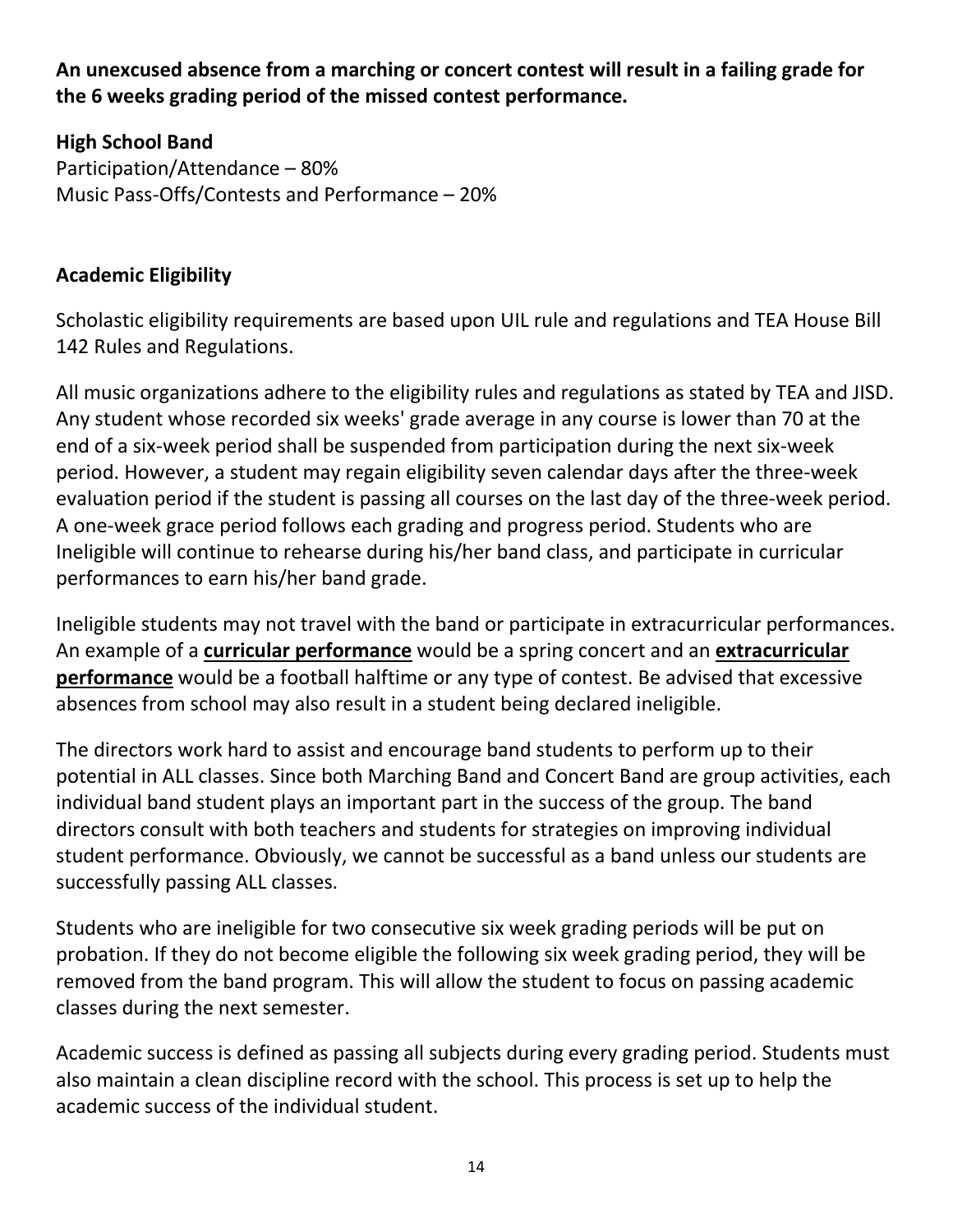**An unexcused absence from a marching or concert contest will result in a failing grade for the 6 weeks grading period of the missed contest performance.**

**High School Band**
Participation/Attendance – 80%
Music Pass-Offs/Contests and Performance – 20%

**Academic Eligibility**

Scholastic eligibility requirements are based upon UIL rule and regulations and TEA House Bill 142 Rules and Regulations.

All music organizations adhere to the eligibility rules and regulations as stated by TEA and JISD. Any student whose recorded six weeks' grade average in any course is lower than 70 at the end of a six-week period shall be suspended from participation during the next six-week period. However, a student may regain eligibility seven calendar days after the three-week evaluation period if the student is passing all courses on the last day of the three-week period. A one-week grace period follows each grading and progress period. Students who are Ineligible will continue to rehearse during his/her band class, and participate in curricular performances to earn his/her band grade.

Ineligible students may not travel with the band or participate in extracurricular performances. An example of a **curricular performance** would be a spring concert and an **extracurricular performance** would be a football halftime or any type of contest. Be advised that excessive absences from school may also result in a student being declared ineligible.

The directors work hard to assist and encourage band students to perform up to their potential in ALL classes. Since both Marching Band and Concert Band are group activities, each individual band student plays an important part in the success of the group. The band directors consult with both teachers and students for strategies on improving individual student performance. Obviously, we cannot be successful as a band unless our students are successfully passing ALL classes.

Students who are ineligible for two consecutive six week grading periods will be put on probation. If they do not become eligible the following six week grading period, they will be removed from the band program. This will allow the student to focus on passing academic classes during the next semester.

Academic success is defined as passing all subjects during every grading period. Students must also maintain a clean discipline record with the school. This process is set up to help the academic success of the individual student.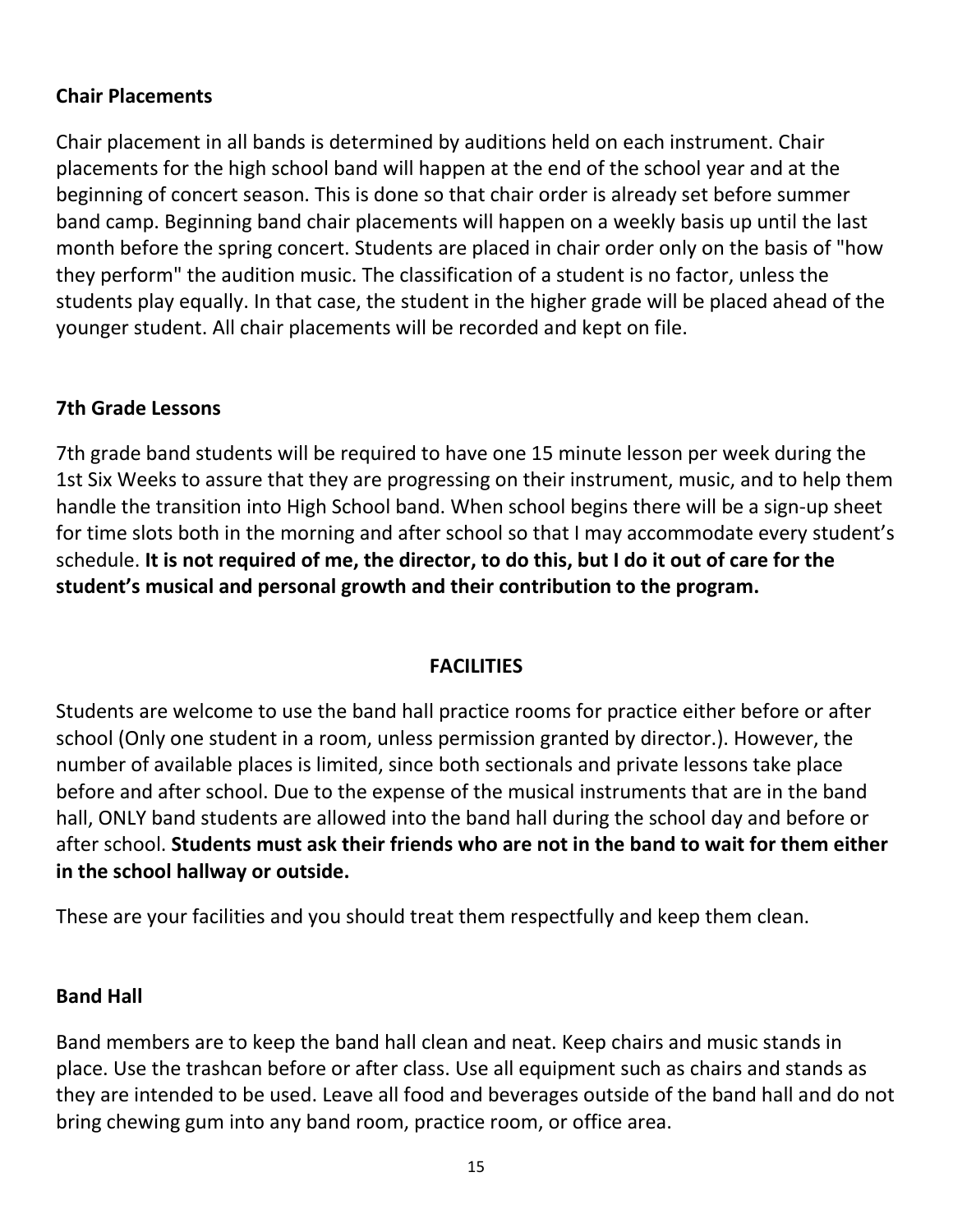### Chair Placements

Chair placement in all bands is determined by auditions held on each instrument. Chair placements for the high school band will happen at the end of the school year and at the beginning of concert season. This is done so that chair order is already set before summer band camp. Beginning band chair placements will happen on a weekly basis up until the last month before the spring concert. Students are placed in chair order only on the basis of "how they perform" the audition music. The classification of a student is no factor, unless the students play equally. In that case, the student in the higher grade will be placed ahead of the younger student. All chair placements will be recorded and kept on file.

### 7th Grade Lessons

7th grade band students will be required to have one 15 minute lesson per week during the 1st Six Weeks to assure that they are progressing on their instrument, music, and to help them handle the transition into High School band. When school begins there will be a sign-up sheet for time slots both in the morning and after school so that I may accommodate every student's schedule. **It is not required of me, the director, to do this, but I do it out of care for the student's musical and personal growth and their contribution to the program.**

## FACILITIES

Students are welcome to use the band hall practice rooms for practice either before or after school (Only one student in a room, unless permission granted by director.). However, the number of available places is limited, since both sectionals and private lessons take place before and after school. Due to the expense of the musical instruments that are in the band hall, ONLY band students are allowed into the band hall during the school day and before or after school. **Students must ask their friends who are not in the band to wait for them either in the school hallway or outside.**

These are your facilities and you should treat them respectfully and keep them clean.

### Band Hall

Band members are to keep the band hall clean and neat. Keep chairs and music stands in place. Use the trashcan before or after class. Use all equipment such as chairs and stands as they are intended to be used. Leave all food and beverages outside of the band hall and do not bring chewing gum into any band room, practice room, or office area.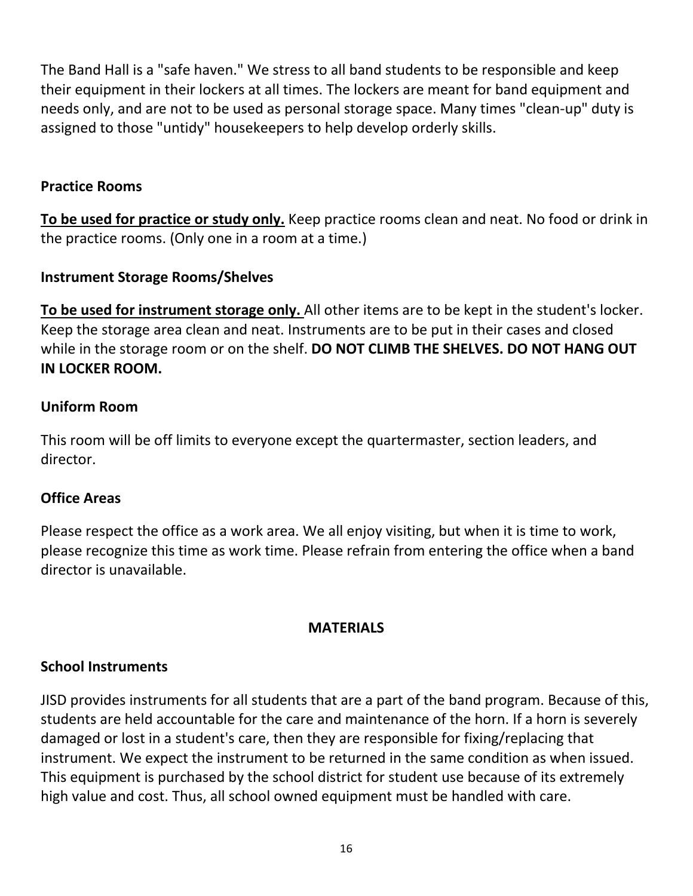The Band Hall is a "safe haven." We stress to all band students to be responsible and keep their equipment in their lockers at all times. The lockers are meant for band equipment and needs only, and are not to be used as personal storage space. Many times "clean-up" duty is assigned to those "untidy" housekeepers to help develop orderly skills.

### Practice Rooms

<u>**To be used for practice or study only.**</u> Keep practice rooms clean and neat. No food or drink in the practice rooms. (Only one in a room at a time.)

### Instrument Storage Rooms/Shelves

<u>**To be used for instrument storage only.**</u> All other items are to be kept in the student's locker. Keep the storage area clean and neat. Instruments are to be put in their cases and closed while in the storage room or on the shelf. **DO NOT CLIMB THE SHELVES. DO NOT HANG OUT IN LOCKER ROOM.**

### Uniform Room

This room will be off limits to everyone except the quartermaster, section leaders, and director.

### Office Areas

Please respect the office as a work area. We all enjoy visiting, but when it is time to work, please recognize this time as work time. Please refrain from entering the office when a band director is unavailable.

## MATERIALS

### School Instruments

JISD provides instruments for all students that are a part of the band program. Because of this, students are held accountable for the care and maintenance of the horn. If a horn is severely damaged or lost in a student's care, then they are responsible for fixing/replacing that instrument. We expect the instrument to be returned in the same condition as when issued. This equipment is purchased by the school district for student use because of its extremely high value and cost. Thus, all school owned equipment must be handled with care.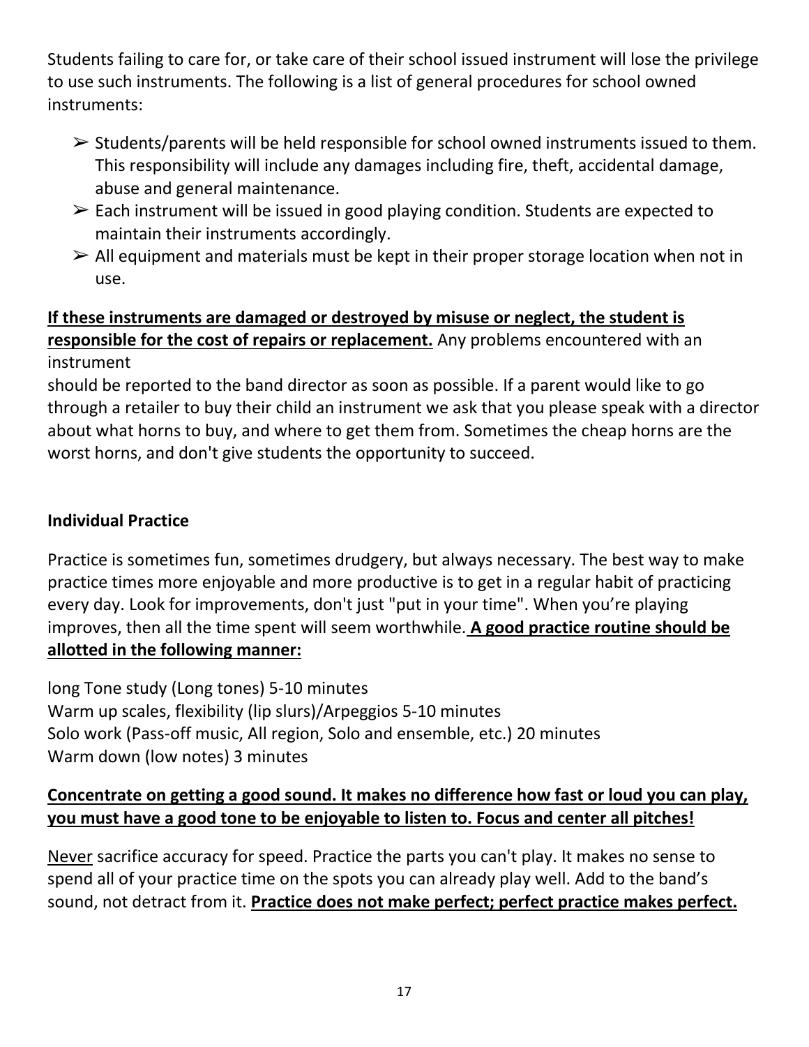Students failing to care for, or take care of their school issued instrument will lose the privilege to use such instruments. The following is a list of general procedures for school owned instruments:

- Students/parents will be held responsible for school owned instruments issued to them. This responsibility will include any damages including fire, theft, accidental damage, abuse and general maintenance.
- Each instrument will be issued in good playing condition. Students are expected to maintain their instruments accordingly.
- All equipment and materials must be kept in their proper storage location when not in use.

<u>**If these instruments are damaged or destroyed by misuse or neglect, the student is responsible for the cost of repairs or replacement.**</u> Any problems encountered with an instrument
should be reported to the band director as soon as possible. If a parent would like to go through a retailer to buy their child an instrument we ask that you please speak with a director about what horns to buy, and where to get them from. Sometimes the cheap horns are the worst horns, and don't give students the opportunity to succeed.

**Individual Practice**

Practice is sometimes fun, sometimes drudgery, but always necessary. The best way to make practice times more enjoyable and more productive is to get in a regular habit of practicing every day. Look for improvements, don't just "put in your time". When you're playing improves, then all the time spent will seem worthwhile. <u>**A good practice routine should be allotted in the following manner:**</u>

long Tone study (Long tones) 5-10 minutes
Warm up scales, flexibility (lip slurs)/Arpeggios 5-10 minutes
Solo work (Pass-off music, All region, Solo and ensemble, etc.) 20 minutes
Warm down (low notes) 3 minutes

<u>**Concentrate on getting a good sound. It makes no difference how fast or loud you can play, you must have a good tone to be enjoyable to listen to. Focus and center all pitches!**</u>

<u>Never</u> sacrifice accuracy for speed. Practice the parts you can't play. It makes no sense to spend all of your practice time on the spots you can already play well. Add to the band's sound, not detract from it. <u>**Practice does not make perfect; perfect practice makes perfect.**</u>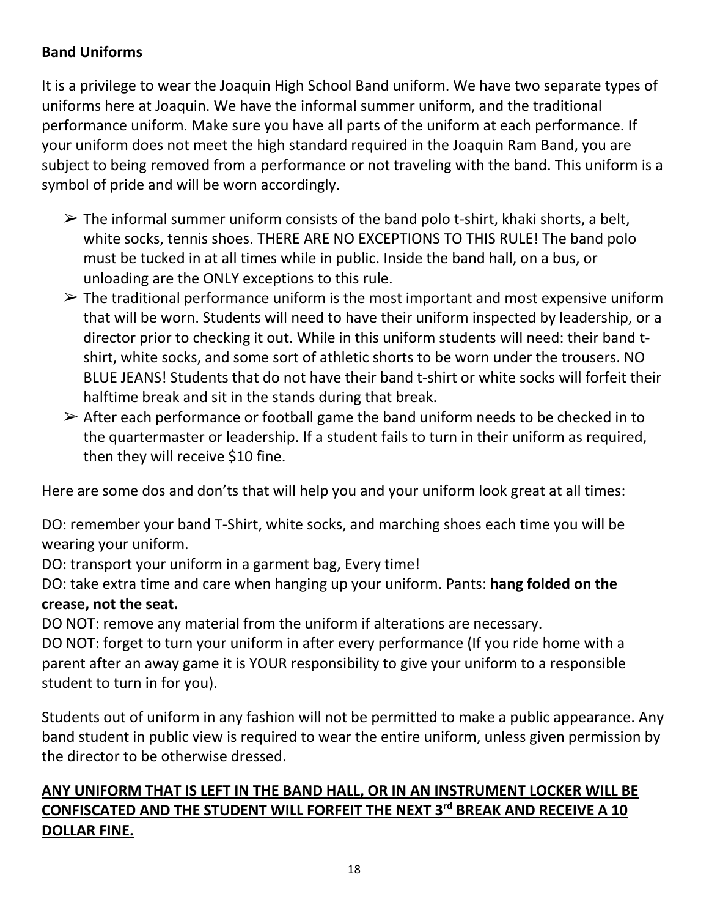## Band Uniforms

It is a privilege to wear the Joaquin High School Band uniform. We have two separate types of uniforms here at Joaquin. We have the informal summer uniform, and the traditional performance uniform. Make sure you have all parts of the uniform at each performance. If your uniform does not meet the high standard required in the Joaquin Ram Band, you are subject to being removed from a performance or not traveling with the band. This uniform is a symbol of pride and will be worn accordingly.

- ➢ The informal summer uniform consists of the band polo t-shirt, khaki shorts, a belt, white socks, tennis shoes. THERE ARE NO EXCEPTIONS TO THIS RULE! The band polo must be tucked in at all times while in public. Inside the band hall, on a bus, or unloading are the ONLY exceptions to this rule.
- ➢ The traditional performance uniform is the most important and most expensive uniform that will be worn. Students will need to have their uniform inspected by leadership, or a director prior to checking it out. While in this uniform students will need: their band t-shirt, white socks, and some sort of athletic shorts to be worn under the trousers. NO BLUE JEANS! Students that do not have their band t-shirt or white socks will forfeit their halftime break and sit in the stands during that break.
- ➢ After each performance or football game the band uniform needs to be checked in to the quartermaster or leadership. If a student fails to turn in their uniform as required, then they will receive $10 fine.

Here are some dos and don'ts that will help you and your uniform look great at all times:

DO: remember your band T-Shirt, white socks, and marching shoes each time you will be wearing your uniform.
DO: transport your uniform in a garment bag, Every time!
DO: take extra time and care when hanging up your uniform. Pants: **hang folded on the crease, not the seat.**
DO NOT: remove any material from the uniform if alterations are necessary.
DO NOT: forget to turn your uniform in after every performance (If you ride home with a parent after an away game it is YOUR responsibility to give your uniform to a responsible student to turn in for you).

Students out of uniform in any fashion will not be permitted to make a public appearance. Any band student in public view is required to wear the entire uniform, unless given permission by the director to be otherwise dressed.

**ANY UNIFORM THAT IS LEFT IN THE BAND HALL, OR IN AN INSTRUMENT LOCKER WILL BE CONFISCATED AND THE STUDENT WILL FORFEIT THE NEXT 3rd BREAK AND RECEIVE A 10 DOLLAR FINE.**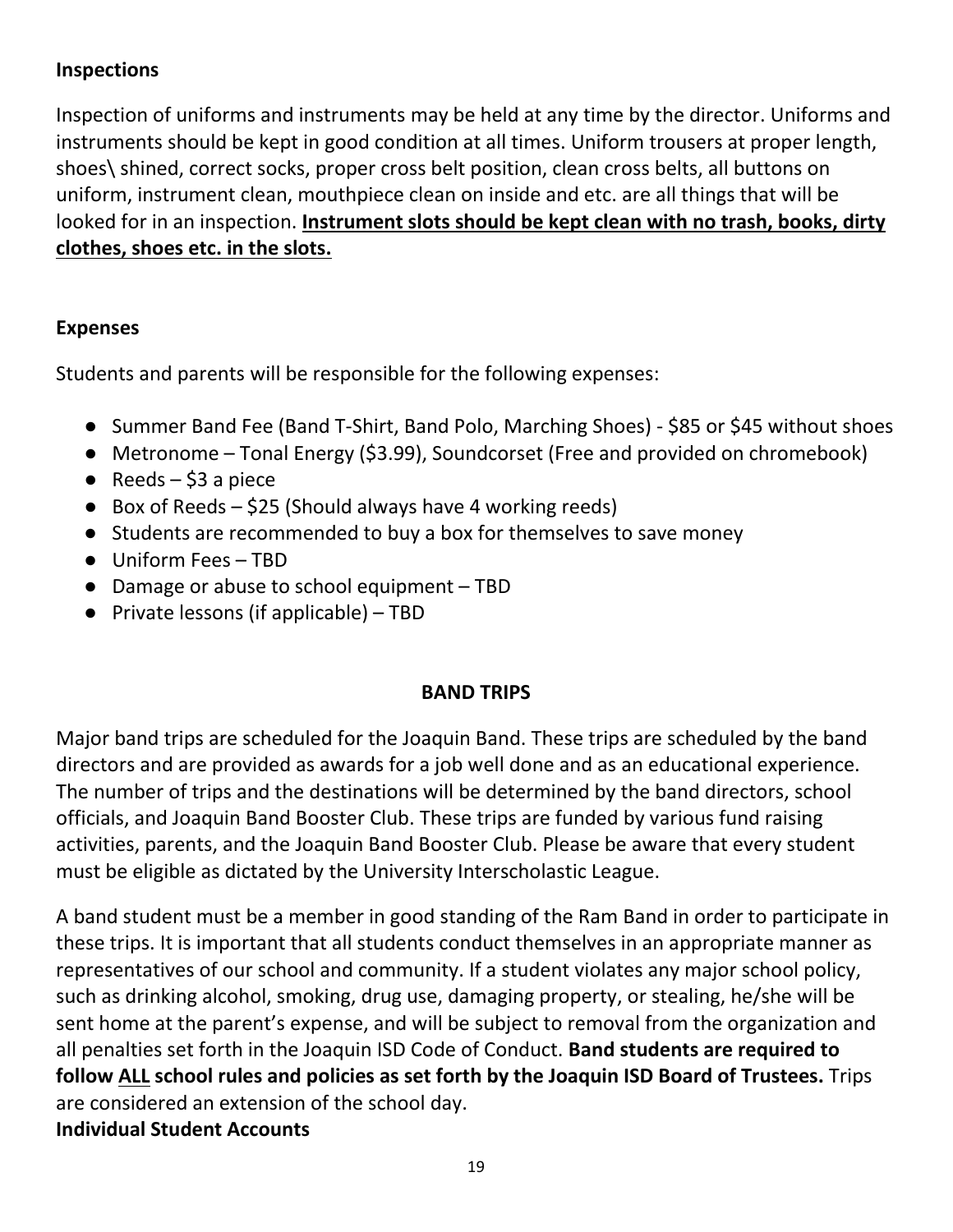### Inspections

Inspection of uniforms and instruments may be held at any time by the director. Uniforms and instruments should be kept in good condition at all times. Uniform trousers at proper length, shoes\ shined, correct socks, proper cross belt position, clean cross belts, all buttons on uniform, instrument clean, mouthpiece clean on inside and etc. are all things that will be looked for in an inspection. **Instrument slots should be kept clean with no trash, books, dirty clothes, shoes etc. in the slots.**

### Expenses

Students and parents will be responsible for the following expenses:

- Summer Band Fee (Band T-Shirt, Band Polo, Marching Shoes) - $85 or $45 without shoes
- Metronome – Tonal Energy ($3.99), Soundcorset (Free and provided on chromebook)
- Reeds – $3 a piece
- Box of Reeds – $25 (Should always have 4 working reeds)
- Students are recommended to buy a box for themselves to save money
- Uniform Fees – TBD
- Damage or abuse to school equipment – TBD
- Private lessons (if applicable) – TBD

## BAND TRIPS

Major band trips are scheduled for the Joaquin Band. These trips are scheduled by the band directors and are provided as awards for a job well done and as an educational experience. The number of trips and the destinations will be determined by the band directors, school officials, and Joaquin Band Booster Club. These trips are funded by various fund raising activities, parents, and the Joaquin Band Booster Club. Please be aware that every student must be eligible as dictated by the University Interscholastic League.

A band student must be a member in good standing of the Ram Band in order to participate in these trips. It is important that all students conduct themselves in an appropriate manner as representatives of our school and community. If a student violates any major school policy, such as drinking alcohol, smoking, drug use, damaging property, or stealing, he/she will be sent home at the parent's expense, and will be subject to removal from the organization and all penalties set forth in the Joaquin ISD Code of Conduct. **Band students are required to follow ALL school rules and policies as set forth by the Joaquin ISD Board of Trustees.** Trips are considered an extension of the school day.

### Individual Student Accounts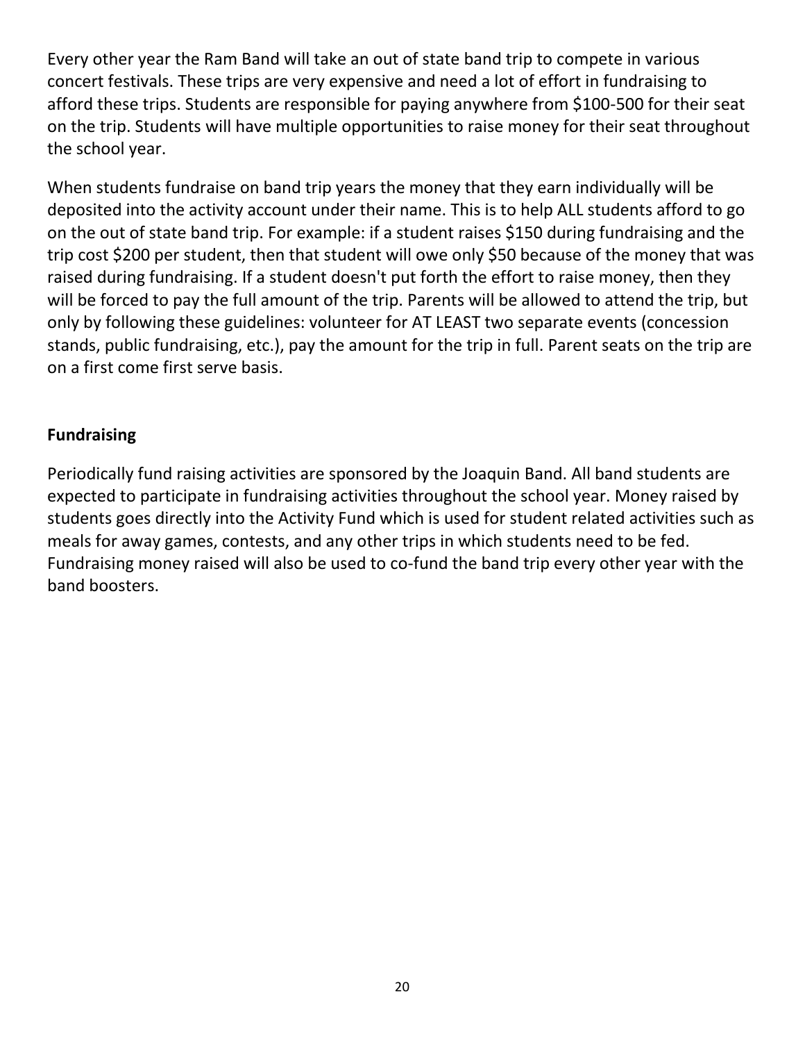Every other year the Ram Band will take an out of state band trip to compete in various concert festivals. These trips are very expensive and need a lot of effort in fundraising to afford these trips. Students are responsible for paying anywhere from $100-500 for their seat on the trip. Students will have multiple opportunities to raise money for their seat throughout the school year.

When students fundraise on band trip years the money that they earn individually will be deposited into the activity account under their name. This is to help ALL students afford to go on the out of state band trip. For example: if a student raises $150 during fundraising and the trip cost $200 per student, then that student will owe only $50 because of the money that was raised during fundraising. If a student doesn't put forth the effort to raise money, then they will be forced to pay the full amount of the trip. Parents will be allowed to attend the trip, but only by following these guidelines: volunteer for AT LEAST two separate events (concession stands, public fundraising, etc.), pay the amount for the trip in full. Parent seats on the trip are on a first come first serve basis.

**Fundraising**

Periodically fund raising activities are sponsored by the Joaquin Band. All band students are expected to participate in fundraising activities throughout the school year. Money raised by students goes directly into the Activity Fund which is used for student related activities such as meals for away games, contests, and any other trips in which students need to be fed. Fundraising money raised will also be used to co-fund the band trip every other year with the band boosters.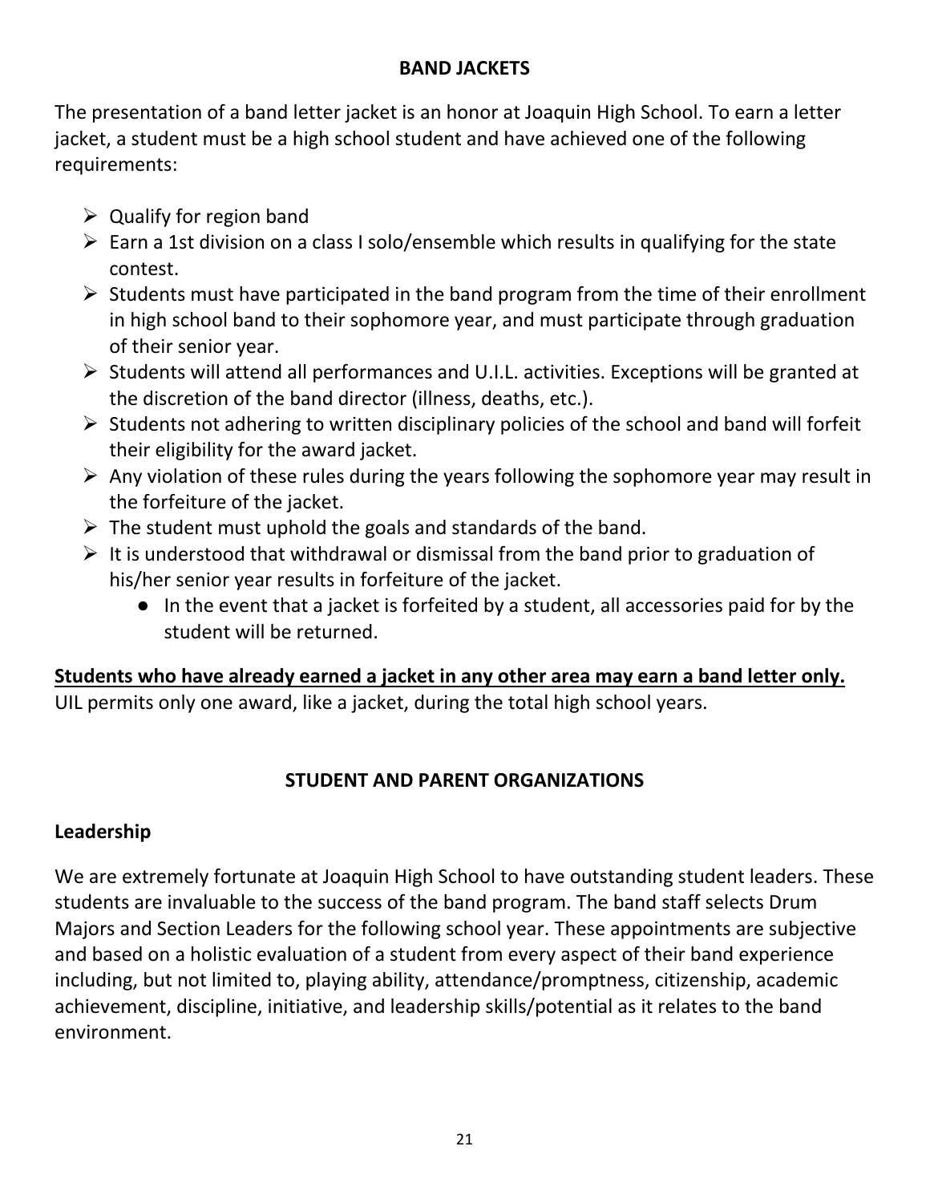## BAND JACKETS

The presentation of a band letter jacket is an honor at Joaquin High School. To earn a letter jacket, a student must be a high school student and have achieved one of the following requirements:

- Qualify for region band
- Earn a 1st division on a class I solo/ensemble which results in qualifying for the state contest.
- Students must have participated in the band program from the time of their enrollment in high school band to their sophomore year, and must participate through graduation of their senior year.
- Students will attend all performances and U.I.L. activities. Exceptions will be granted at the discretion of the band director (illness, deaths, etc.).
- Students not adhering to written disciplinary policies of the school and band will forfeit their eligibility for the award jacket.
- Any violation of these rules during the years following the sophomore year may result in the forfeiture of the jacket.
- The student must uphold the goals and standards of the band.
- It is understood that withdrawal or dismissal from the band prior to graduation of his/her senior year results in forfeiture of the jacket.
    - In the event that a jacket is forfeited by a student, all accessories paid for by the student will be returned.

**Students who have already earned a jacket in any other area may earn a band letter only.**
UIL permits only one award, like a jacket, during the total high school years.

## STUDENT AND PARENT ORGANIZATIONS

### Leadership

We are extremely fortunate at Joaquin High School to have outstanding student leaders. These students are invaluable to the success of the band program. The band staff selects Drum Majors and Section Leaders for the following school year. These appointments are subjective and based on a holistic evaluation of a student from every aspect of their band experience including, but not limited to, playing ability, attendance/promptness, citizenship, academic achievement, discipline, initiative, and leadership skills/potential as it relates to the band environment.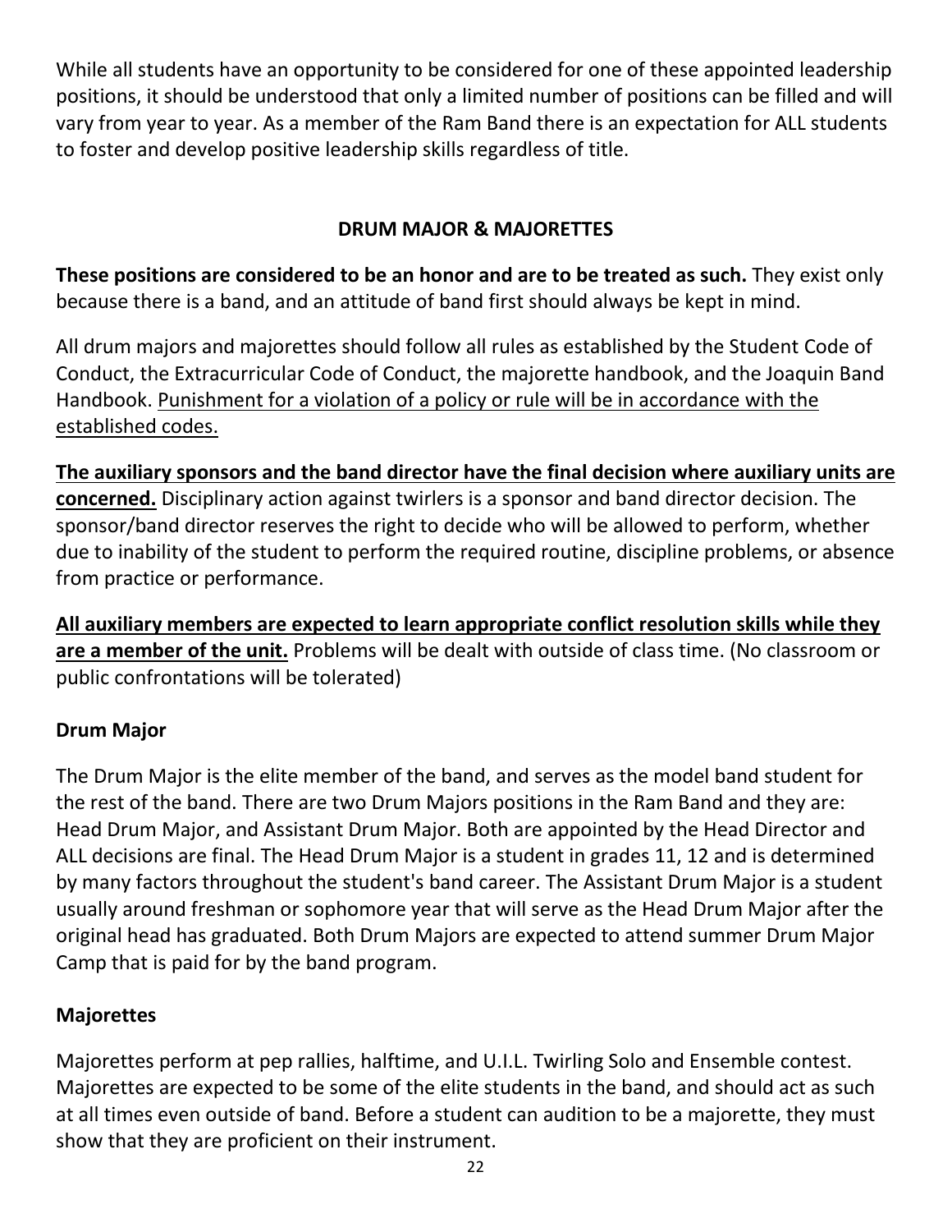While all students have an opportunity to be considered for one of these appointed leadership positions, it should be understood that only a limited number of positions can be filled and will vary from year to year. As a member of the Ram Band there is an expectation for ALL students to foster and develop positive leadership skills regardless of title.

## DRUM MAJOR & MAJORETTES

**These positions are considered to be an honor and are to be treated as such.** They exist only because there is a band, and an attitude of band first should always be kept in mind.

All drum majors and majorettes should follow all rules as established by the Student Code of Conduct, the Extracurricular Code of Conduct, the majorette handbook, and the Joaquin Band Handbook. <u>Punishment for a violation of a policy or rule will be in accordance with the established codes.</u>

**<u>The auxiliary sponsors and the band director have the final decision where auxiliary units are concerned.</u>** Disciplinary action against twirlers is a sponsor and band director decision. The sponsor/band director reserves the right to decide who will be allowed to perform, whether due to inability of the student to perform the required routine, discipline problems, or absence from practice or performance.

**<u>All auxiliary members are expected to learn appropriate conflict resolution skills while they are a member of the unit.</u>** Problems will be dealt with outside of class time. (No classroom or public confrontations will be tolerated)

### Drum Major

The Drum Major is the elite member of the band, and serves as the model band student for the rest of the band. There are two Drum Majors positions in the Ram Band and they are: Head Drum Major, and Assistant Drum Major. Both are appointed by the Head Director and ALL decisions are final. The Head Drum Major is a student in grades 11, 12 and is determined by many factors throughout the student's band career. The Assistant Drum Major is a student usually around freshman or sophomore year that will serve as the Head Drum Major after the original head has graduated. Both Drum Majors are expected to attend summer Drum Major Camp that is paid for by the band program.

### Majorettes

Majorettes perform at pep rallies, halftime, and U.I.L. Twirling Solo and Ensemble contest. Majorettes are expected to be some of the elite students in the band, and should act as such at all times even outside of band. Before a student can audition to be a majorette, they must show that they are proficient on their instrument.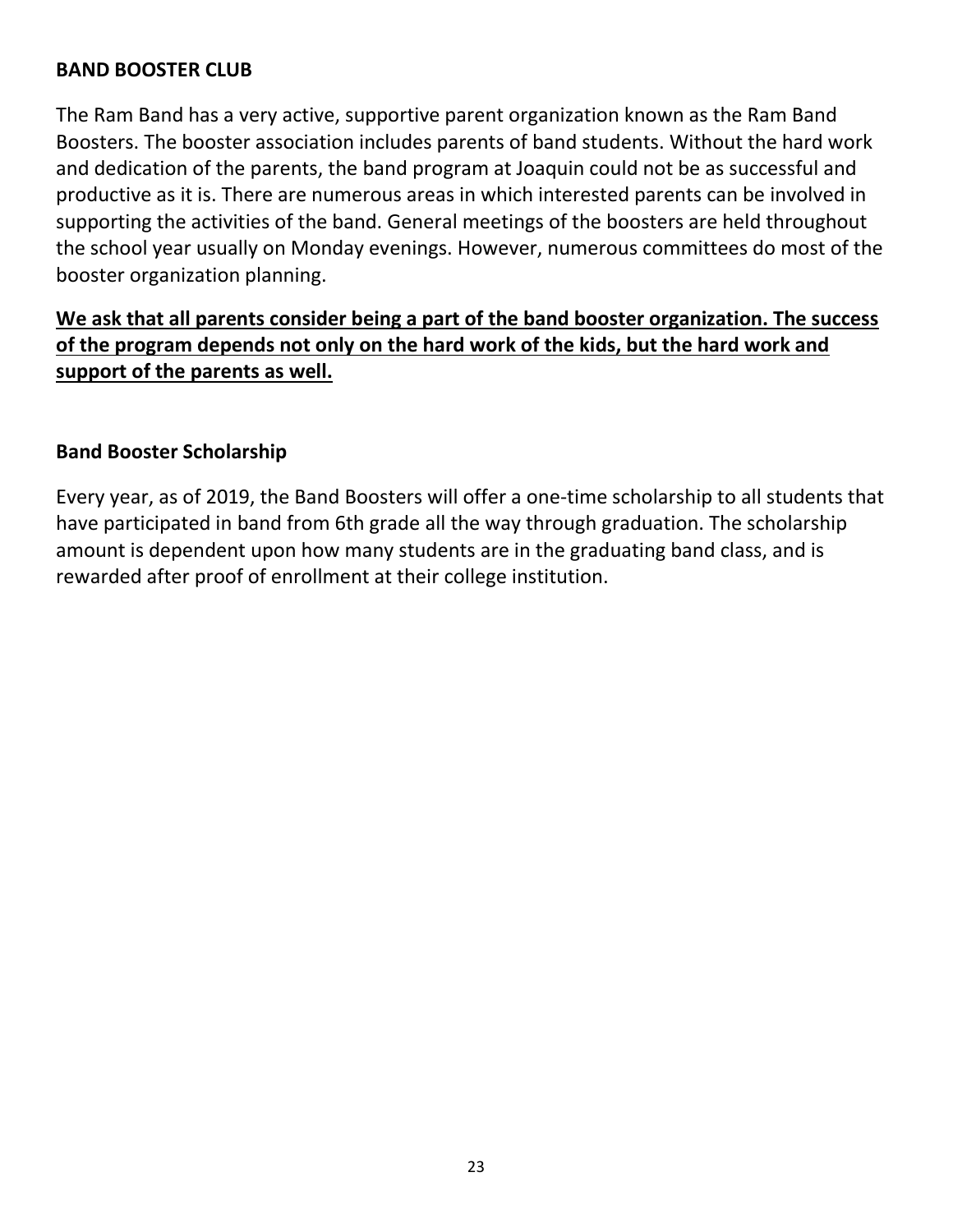## BAND BOOSTER CLUB

The Ram Band has a very active, supportive parent organization known as the Ram Band Boosters. The booster association includes parents of band students. Without the hard work and dedication of the parents, the band program at Joaquin could not be as successful and productive as it is. There are numerous areas in which interested parents can be involved in supporting the activities of the band. General meetings of the boosters are held throughout the school year usually on Monday evenings. However, numerous committees do most of the booster organization planning.

<u>**We ask that all parents consider being a part of the band booster organization. The success of the program depends not only on the hard work of the kids, but the hard work and support of the parents as well.**</u>

### Band Booster Scholarship

Every year, as of 2019, the Band Boosters will offer a one-time scholarship to all students that have participated in band from 6th grade all the way through graduation. The scholarship amount is dependent upon how many students are in the graduating band class, and is rewarded after proof of enrollment at their college institution.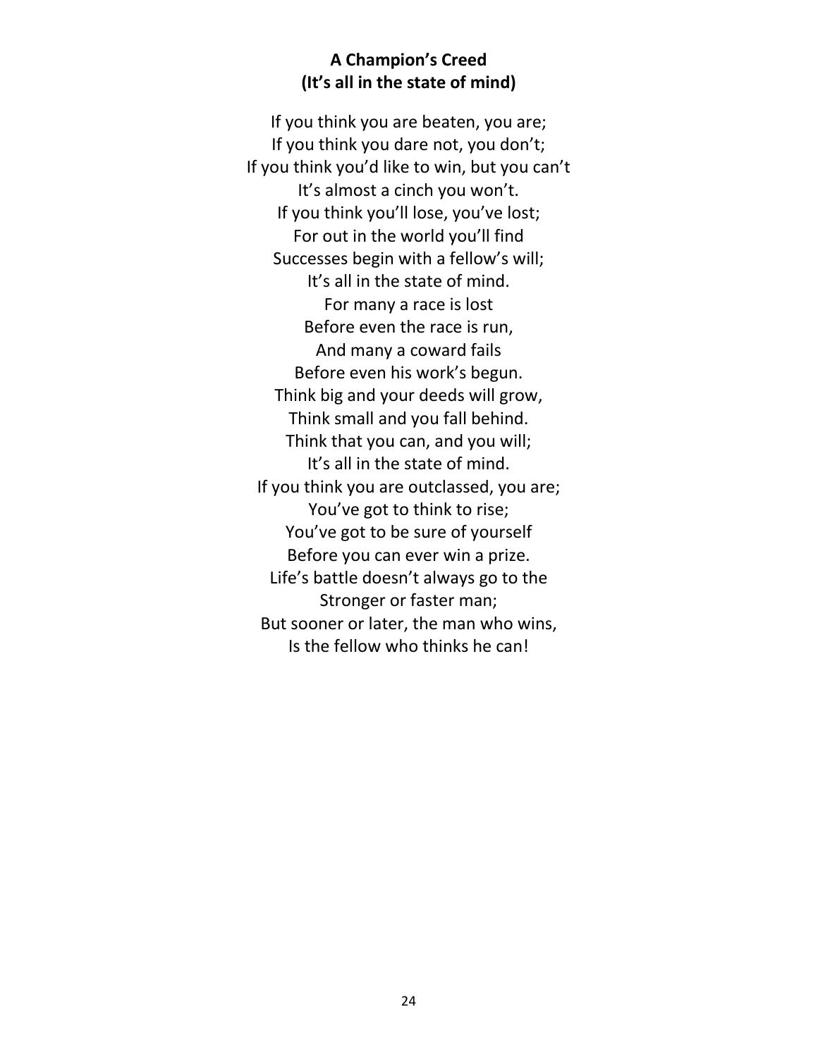**A Champion's Creed**
**(It's all in the state of mind)**

If you think you are beaten, you are;
If you think you dare not, you don't;
If you think you'd like to win, but you can't
It's almost a cinch you won't.
If you think you'll lose, you've lost;
For out in the world you'll find
Successes begin with a fellow's will;
It's all in the state of mind.
For many a race is lost
Before even the race is run,
And many a coward fails
Before even his work's begun.
Think big and your deeds will grow,
Think small and you fall behind.
Think that you can, and you will;
It's all in the state of mind.
If you think you are outclassed, you are;
You've got to think to rise;
You've got to be sure of yourself
Before you can ever win a prize.
Life's battle doesn't always go to the
Stronger or faster man;
But sooner or later, the man who wins,
Is the fellow who thinks he can!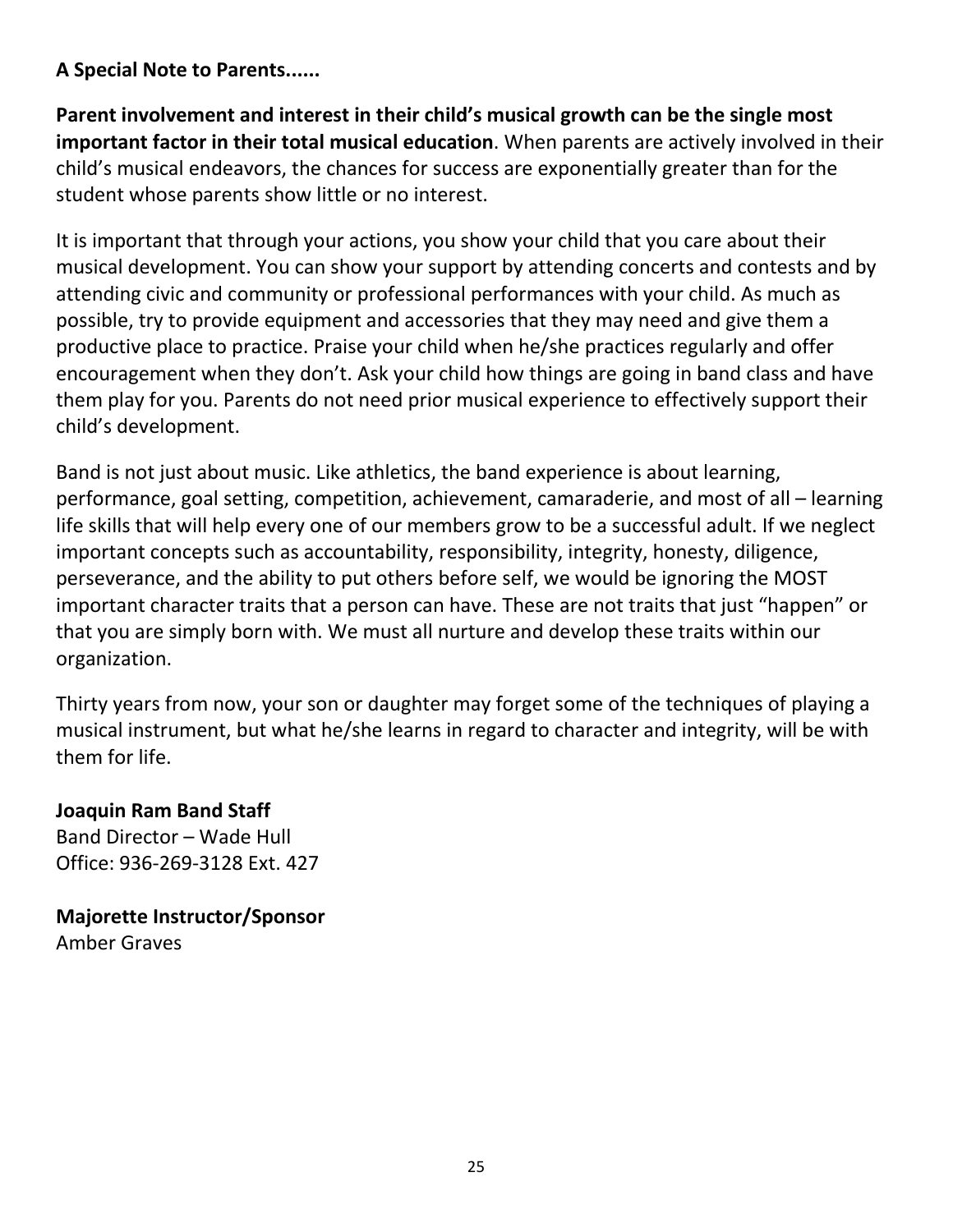**A Special Note to Parents......**

**Parent involvement and interest in their child's musical growth can be the single most important factor in their total musical education**. When parents are actively involved in their child's musical endeavors, the chances for success are exponentially greater than for the student whose parents show little or no interest.

It is important that through your actions, you show your child that you care about their musical development. You can show your support by attending concerts and contests and by attending civic and community or professional performances with your child. As much as possible, try to provide equipment and accessories that they may need and give them a productive place to practice. Praise your child when he/she practices regularly and offer encouragement when they don't. Ask your child how things are going in band class and have them play for you. Parents do not need prior musical experience to effectively support their child's development.

Band is not just about music. Like athletics, the band experience is about learning, performance, goal setting, competition, achievement, camaraderie, and most of all – learning life skills that will help every one of our members grow to be a successful adult. If we neglect important concepts such as accountability, responsibility, integrity, honesty, diligence, perseverance, and the ability to put others before self, we would be ignoring the MOST important character traits that a person can have. These are not traits that just "happen" or that you are simply born with. We must all nurture and develop these traits within our organization.

Thirty years from now, your son or daughter may forget some of the techniques of playing a musical instrument, but what he/she learns in regard to character and integrity, will be with them for life.

**Joaquin Ram Band Staff**
Band Director – Wade Hull
Office: 936-269-3128 Ext. 427

**Majorette Instructor/Sponsor**
Amber Graves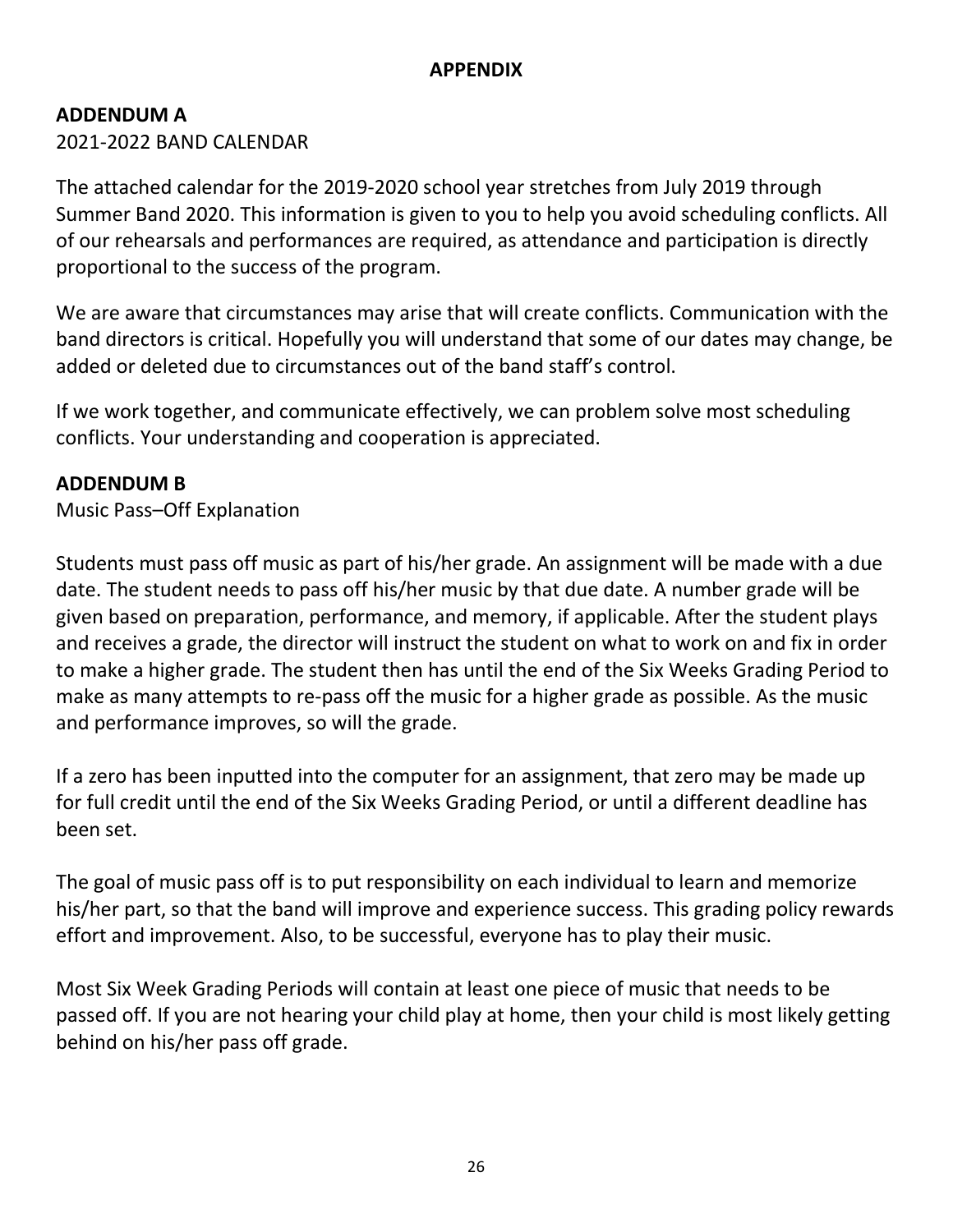# APPENDIX

## ADDENDUM A

2021-2022 BAND CALENDAR

The attached calendar for the 2019-2020 school year stretches from July 2019 through Summer Band 2020. This information is given to you to help you avoid scheduling conflicts. All of our rehearsals and performances are required, as attendance and participation is directly proportional to the success of the program.

We are aware that circumstances may arise that will create conflicts. Communication with the band directors is critical. Hopefully you will understand that some of our dates may change, be added or deleted due to circumstances out of the band staff's control.

If we work together, and communicate effectively, we can problem solve most scheduling conflicts. Your understanding and cooperation is appreciated.

## ADDENDUM B

Music Pass–Off Explanation

Students must pass off music as part of his/her grade. An assignment will be made with a due date. The student needs to pass off his/her music by that due date. A number grade will be given based on preparation, performance, and memory, if applicable. After the student plays and receives a grade, the director will instruct the student on what to work on and fix in order to make a higher grade. The student then has until the end of the Six Weeks Grading Period to make as many attempts to re-pass off the music for a higher grade as possible. As the music and performance improves, so will the grade.

If a zero has been inputted into the computer for an assignment, that zero may be made up for full credit until the end of the Six Weeks Grading Period, or until a different deadline has been set.

The goal of music pass off is to put responsibility on each individual to learn and memorize his/her part, so that the band will improve and experience success. This grading policy rewards effort and improvement. Also, to be successful, everyone has to play their music.

Most Six Week Grading Periods will contain at least one piece of music that needs to be passed off. If you are not hearing your child play at home, then your child is most likely getting behind on his/her pass off grade.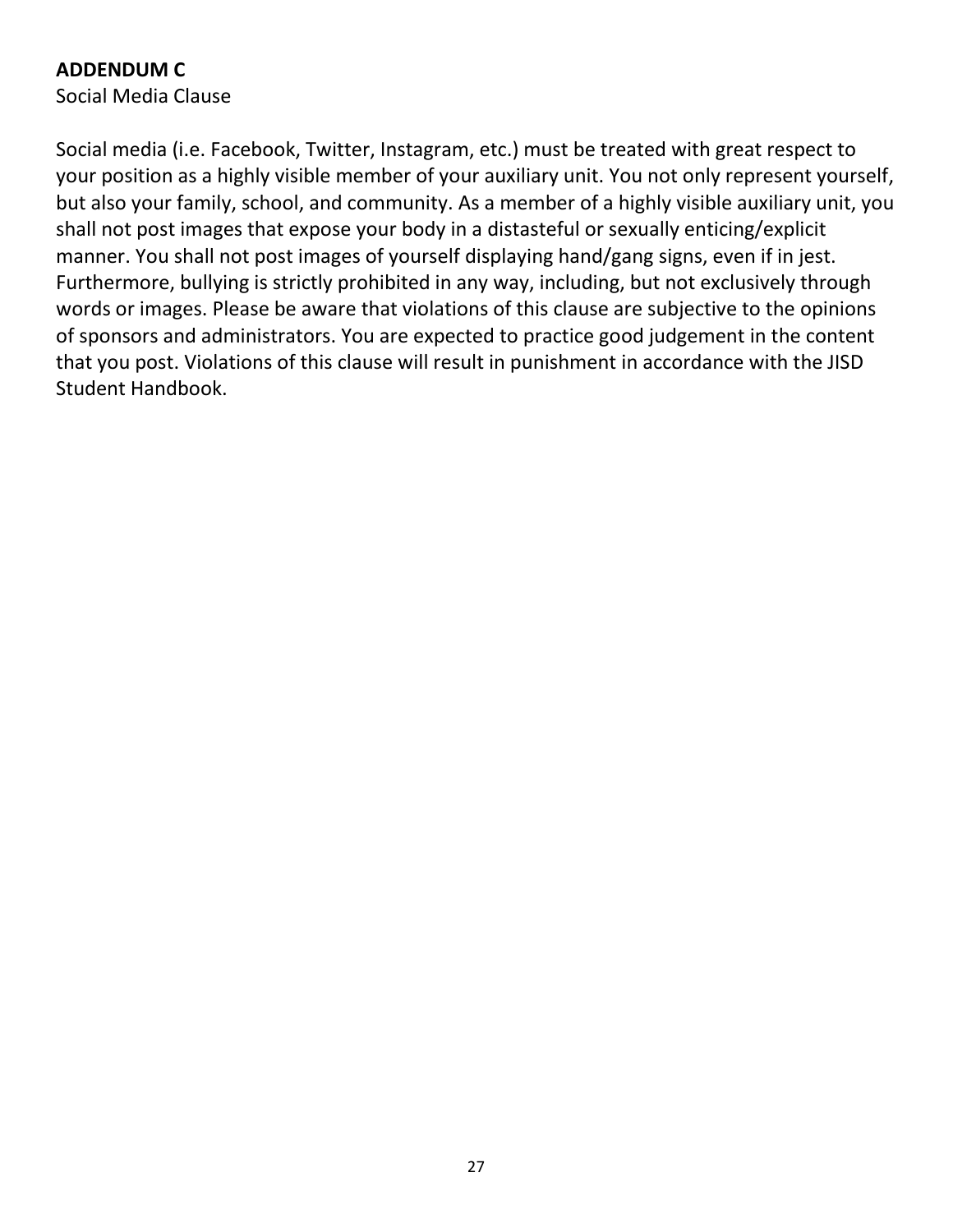**ADDENDUM C**

Social Media Clause

Social media (i.e. Facebook, Twitter, Instagram, etc.) must be treated with great respect to your position as a highly visible member of your auxiliary unit. You not only represent yourself, but also your family, school, and community. As a member of a highly visible auxiliary unit, you shall not post images that expose your body in a distasteful or sexually enticing/explicit manner. You shall not post images of yourself displaying hand/gang signs, even if in jest. Furthermore, bullying is strictly prohibited in any way, including, but not exclusively through words or images. Please be aware that violations of this clause are subjective to the opinions of sponsors and administrators. You are expected to practice good judgement in the content that you post. Violations of this clause will result in punishment in accordance with the JISD Student Handbook.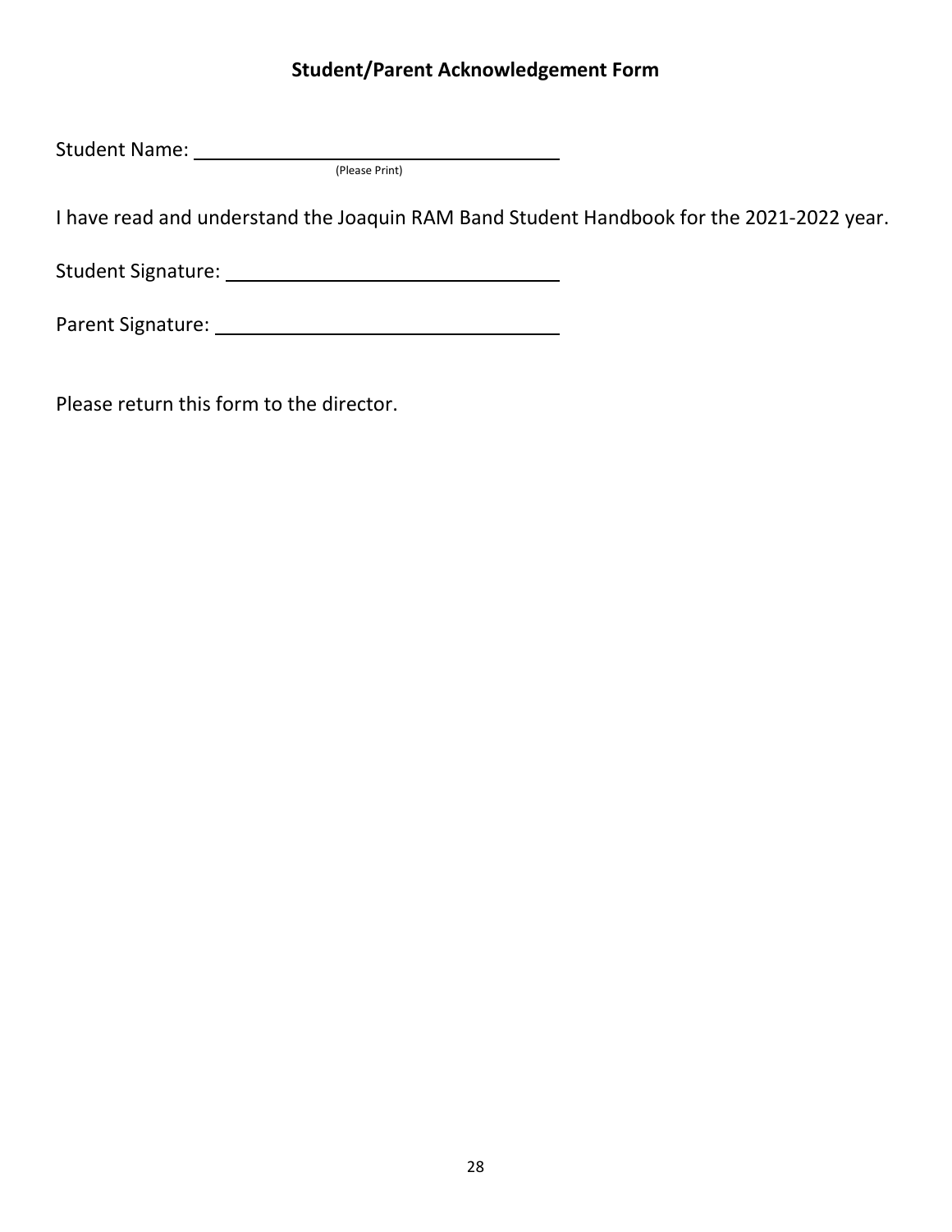## Student/Parent Acknowledgement Form

Student Name: ________________________________
(Please Print)

I have read and understand the Joaquin RAM Band Student Handbook for the 2021-2022 year.

Student Signature: ________________________________

Parent Signature: ________________________________

Please return this form to the director.